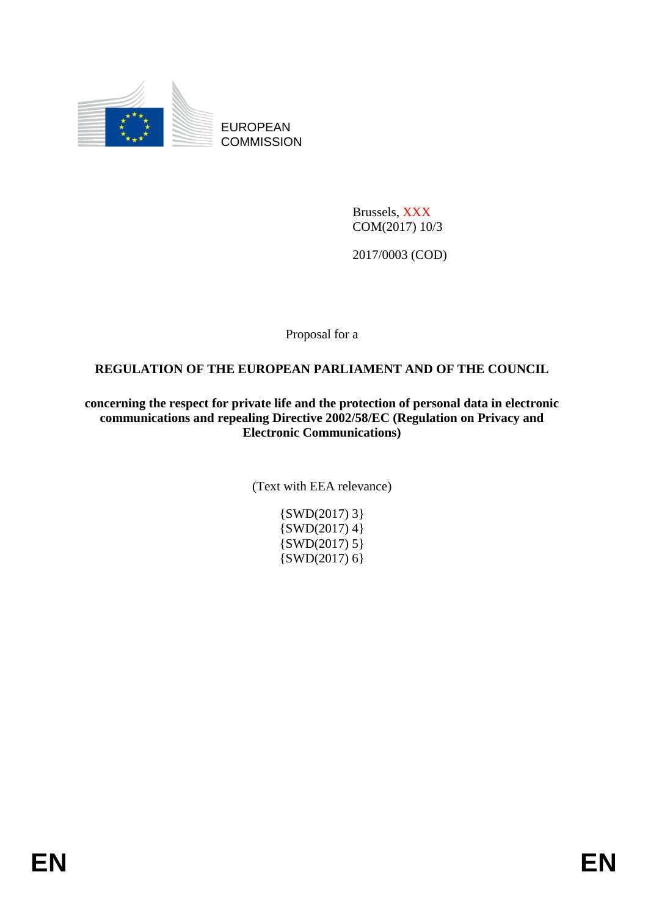EUROPEAN COMMISSION

Brussels, XXX
COM(2017) 10/3

2017/0003 (COD)

Proposal for a

**REGULATION OF THE EUROPEAN PARLIAMENT AND OF THE COUNCIL**

**concerning the respect for private life and the protection of personal data in electronic communications and repealing Directive 2002/58/EC (Regulation on Privacy and Electronic Communications)**

(Text with EEA relevance)

{SWD(2017) 3}
{SWD(2017) 4}
{SWD(2017) 5}
{SWD(2017) 6}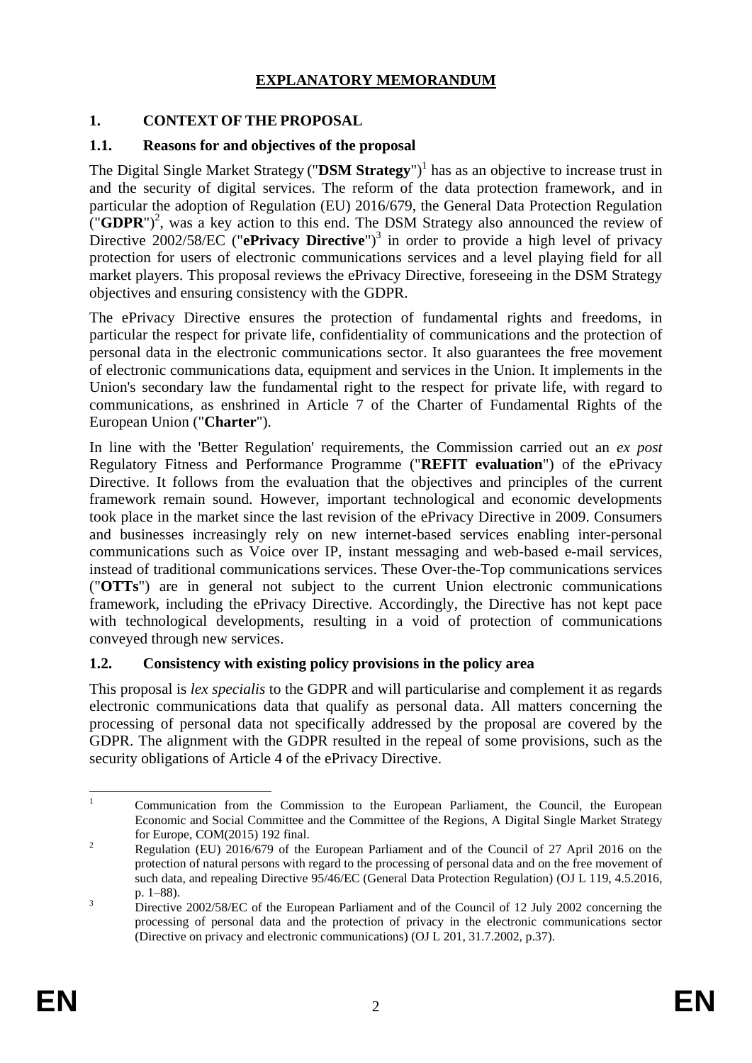# EXPLANATORY MEMORANDUM

## 1. CONTEXT OF THE PROPOSAL

### 1.1. Reasons for and objectives of the proposal

The Digital Single Market Strategy ("**DSM Strategy**")[1] has as an objective to increase trust in and the security of digital services. The reform of the data protection framework, and in particular the adoption of Regulation (EU) 2016/679, the General Data Protection Regulation ("**GDPR**")[2], was a key action to this end. The DSM Strategy also announced the review of Directive 2002/58/EC ("**ePrivacy Directive**")[3] in order to provide a high level of privacy protection for users of electronic communications services and a level playing field for all market players. This proposal reviews the ePrivacy Directive, foreseeing in the DSM Strategy objectives and ensuring consistency with the GDPR.

The ePrivacy Directive ensures the protection of fundamental rights and freedoms, in particular the respect for private life, confidentiality of communications and the protection of personal data in the electronic communications sector. It also guarantees the free movement of electronic communications data, equipment and services in the Union. It implements in the Union's secondary law the fundamental right to the respect for private life, with regard to communications, as enshrined in Article 7 of the Charter of Fundamental Rights of the European Union ("**Charter**").

In line with the 'Better Regulation' requirements, the Commission carried out an *ex post* Regulatory Fitness and Performance Programme ("**REFIT evaluation**") of the ePrivacy Directive. It follows from the evaluation that the objectives and principles of the current framework remain sound. However, important technological and economic developments took place in the market since the last revision of the ePrivacy Directive in 2009. Consumers and businesses increasingly rely on new internet-based services enabling inter-personal communications such as Voice over IP, instant messaging and web-based e-mail services, instead of traditional communications services. These Over-the-Top communications services ("**OTTs**") are in general not subject to the current Union electronic communications framework, including the ePrivacy Directive. Accordingly, the Directive has not kept pace with technological developments, resulting in a void of protection of communications conveyed through new services.

### 1.2. Consistency with existing policy provisions in the policy area

This proposal is *lex specialis* to the GDPR and will particularise and complement it as regards electronic communications data that qualify as personal data. All matters concerning the processing of personal data not specifically addressed by the proposal are covered by the GDPR. The alignment with the GDPR resulted in the repeal of some provisions, such as the security obligations of Article 4 of the ePrivacy Directive.

---

[1] Communication from the Commission to the European Parliament, the Council, the European Economic and Social Committee and the Committee of the Regions, A Digital Single Market Strategy for Europe, COM(2015) 192 final.

[2] Regulation (EU) 2016/679 of the European Parliament and of the Council of 27 April 2016 on the protection of natural persons with regard to the processing of personal data and on the free movement of such data, and repealing Directive 95/46/EC (General Data Protection Regulation) (OJ L 119, 4.5.2016, p. 1–88).

[3] Directive 2002/58/EC of the European Parliament and of the Council of 12 July 2002 concerning the processing of personal data and the protection of privacy in the electronic communications sector (Directive on privacy and electronic communications) (OJ L 201, 31.7.2002, p.37).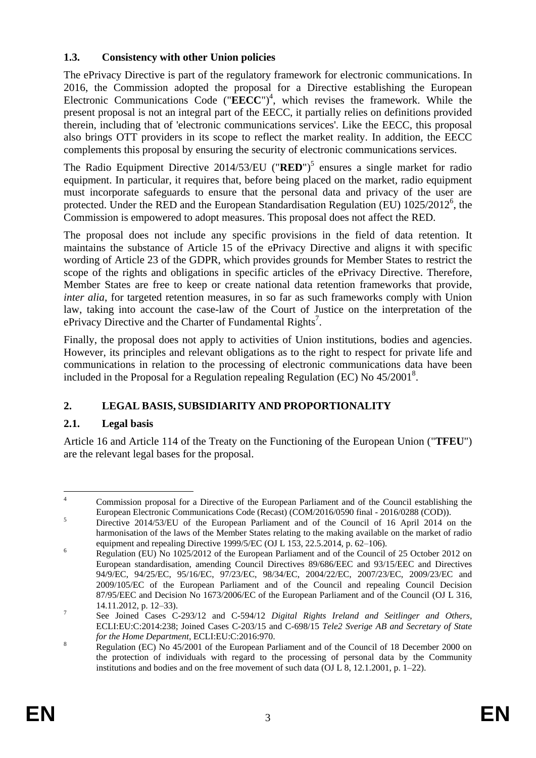### 1.3. Consistency with other Union policies

The ePrivacy Directive is part of the regulatory framework for electronic communications. In 2016, the Commission adopted the proposal for a Directive establishing the European Electronic Communications Code ("**EECC**")[4], which revises the framework. While the present proposal is not an integral part of the EECC, it partially relies on definitions provided therein, including that of 'electronic communications services'. Like the EECC, this proposal also brings OTT providers in its scope to reflect the market reality. In addition, the EECC complements this proposal by ensuring the security of electronic communications services.

The Radio Equipment Directive 2014/53/EU ("**RED**")[5] ensures a single market for radio equipment. In particular, it requires that, before being placed on the market, radio equipment must incorporate safeguards to ensure that the personal data and privacy of the user are protected. Under the RED and the European Standardisation Regulation (EU) 1025/2012[6], the Commission is empowered to adopt measures. This proposal does not affect the RED.

The proposal does not include any specific provisions in the field of data retention. It maintains the substance of Article 15 of the ePrivacy Directive and aligns it with specific wording of Article 23 of the GDPR, which provides grounds for Member States to restrict the scope of the rights and obligations in specific articles of the ePrivacy Directive. Therefore, Member States are free to keep or create national data retention frameworks that provide, *inter alia*, for targeted retention measures, in so far as such frameworks comply with Union law, taking into account the case-law of the Court of Justice on the interpretation of the ePrivacy Directive and the Charter of Fundamental Rights[7].

Finally, the proposal does not apply to activities of Union institutions, bodies and agencies. However, its principles and relevant obligations as to the right to respect for private life and communications in relation to the processing of electronic communications data have been included in the Proposal for a Regulation repealing Regulation (EC) No 45/2001[8].

## 2. LEGAL BASIS, SUBSIDIARITY AND PROPORTIONALITY

### 2.1. Legal basis

Article 16 and Article 114 of the Treaty on the Functioning of the European Union ("**TFEU**") are the relevant legal bases for the proposal.

---

[4] Commission proposal for a Directive of the European Parliament and of the Council establishing the European Electronic Communications Code (Recast) (COM/2016/0590 final - 2016/0288 (COD)).

[5] Directive 2014/53/EU of the European Parliament and of the Council of 16 April 2014 on the harmonisation of the laws of the Member States relating to the making available on the market of radio equipment and repealing Directive 1999/5/EC (OJ L 153, 22.5.2014, p. 62–106).

[6] Regulation (EU) No 1025/2012 of the European Parliament and of the Council of 25 October 2012 on European standardisation, amending Council Directives 89/686/EEC and 93/15/EEC and Directives 94/9/EC, 94/25/EC, 95/16/EC, 97/23/EC, 98/34/EC, 2004/22/EC, 2007/23/EC, 2009/23/EC and 2009/105/EC of the European Parliament and of the Council and repealing Council Decision 87/95/EEC and Decision No 1673/2006/EC of the European Parliament and of the Council (OJ L 316, 14.11.2012, p. 12–33).

[7] See Joined Cases C-293/12 and C-594/12 *Digital Rights Ireland and Seitlinger and Others*, ECLI:EU:C:2014:238; Joined Cases C-203/15 and C-698/15 *Tele2 Sverige AB and Secretary of State for the Home Department*, ECLI:EU:C:2016:970.

[8] Regulation (EC) No 45/2001 of the European Parliament and of the Council of 18 December 2000 on the protection of individuals with regard to the processing of personal data by the Community institutions and bodies and on the free movement of such data (OJ L 8, 12.1.2001, p. 1–22).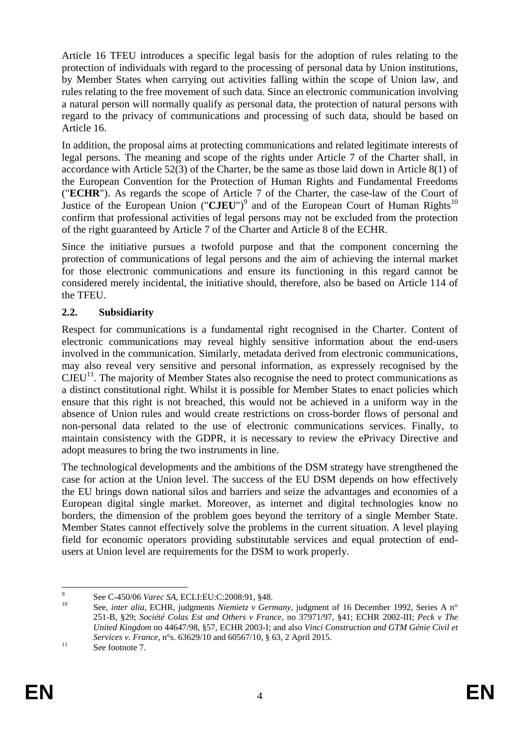Article 16 TFEU introduces a specific legal basis for the adoption of rules relating to the protection of individuals with regard to the processing of personal data by Union institutions, by Member States when carrying out activities falling within the scope of Union law, and rules relating to the free movement of such data. Since an electronic communication involving a natural person will normally qualify as personal data, the protection of natural persons with regard to the privacy of communications and processing of such data, should be based on Article 16.

In addition, the proposal aims at protecting communications and related legitimate interests of legal persons. The meaning and scope of the rights under Article 7 of the Charter shall, in accordance with Article 52(3) of the Charter, be the same as those laid down in Article 8(1) of the European Convention for the Protection of Human Rights and Fundamental Freedoms ("**ECHR**"). As regards the scope of Article 7 of the Charter, the case-law of the Court of Justice of the European Union ("**CJEU**")[9] and of the European Court of Human Rights[10] confirm that professional activities of legal persons may not be excluded from the protection of the right guaranteed by Article 7 of the Charter and Article 8 of the ECHR.

Since the initiative pursues a twofold purpose and that the component concerning the protection of communications of legal persons and the aim of achieving the internal market for those electronic communications and ensure its functioning in this regard cannot be considered merely incidental, the initiative should, therefore, also be based on Article 114 of the TFEU.

### 2.2. Subsidiarity

Respect for communications is a fundamental right recognised in the Charter. Content of electronic communications may reveal highly sensitive information about the end-users involved in the communication. Similarly, metadata derived from electronic communications, may also reveal very sensitive and personal information, as expressely recognised by the CJEU[11]. The majority of Member States also recognise the need to protect communications as a distinct constitutional right. Whilst it is possible for Member States to enact policies which ensure that this right is not breached, this would not be achieved in a uniform way in the absence of Union rules and would create restrictions on cross-border flows of personal and non-personal data related to the use of electronic communications services. Finally, to maintain consistency with the GDPR, it is necessary to review the ePrivacy Directive and adopt measures to bring the two instruments in line.

The technological developments and the ambitions of the DSM strategy have strengthened the case for action at the Union level. The success of the EU DSM depends on how effectively the EU brings down national silos and barriers and seize the advantages and economies of a European digital single market. Moreover, as internet and digital technologies know no borders, the dimension of the problem goes beyond the territory of a single Member State. Member States cannot effectively solve the problems in the current situation. A level playing field for economic operators providing substitutable services and equal protection of end-users at Union level are requirements for the DSM to work properly.

---

[9] See C-450/06 *Varec SA*, ECLI:EU:C:2008:91, §48.

[10] See, *inter alia*, ECHR, judgments *Niemietz v Germany*, judgment of 16 December 1992, Series A n° 251-B, §29; *Société Colas Est and Others v France*, no 37971/97, §41; ECHR 2002-III; *Peck v The United Kingdom* no 44647/98, §57, ECHR 2003-I; and also *Vinci Construction and GTM Génie Civil et Services v. France*, n°s. 63629/10 and 60567/10, § 63, 2 April 2015.

[11] See footnote 7.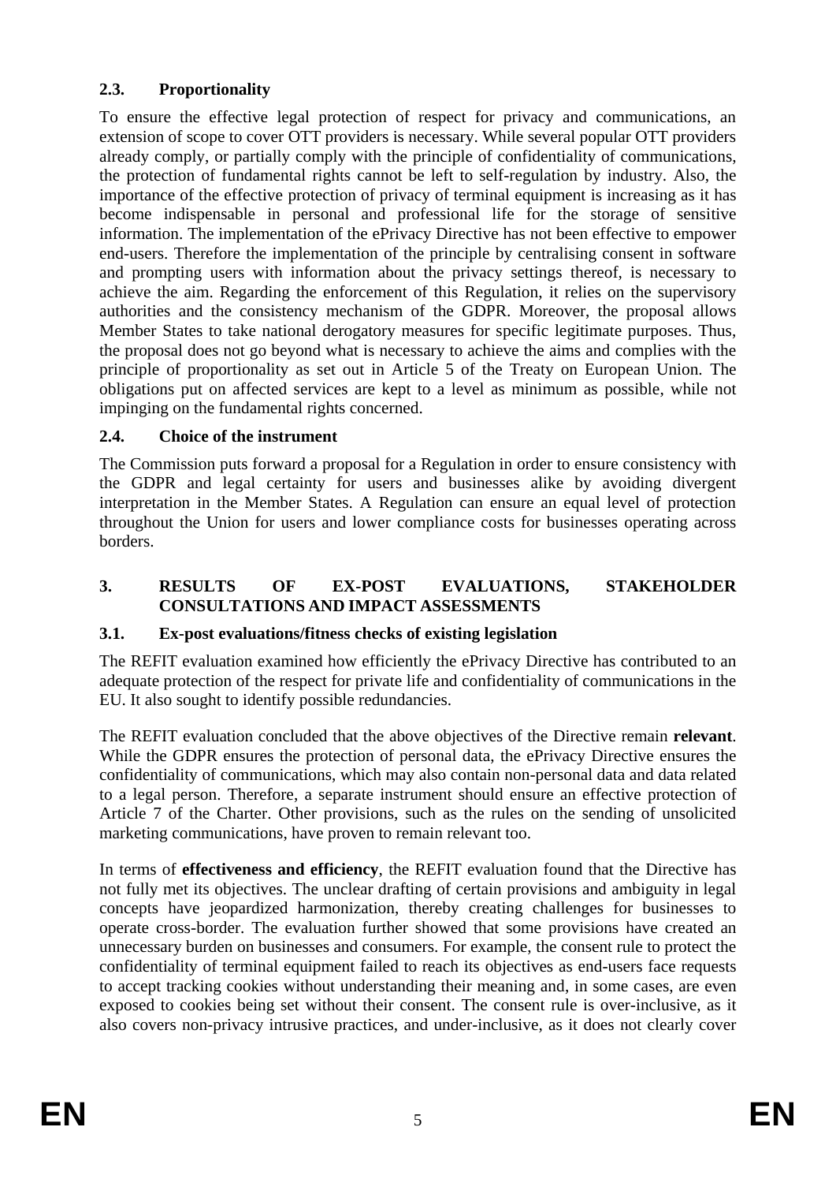### 2.3. Proportionality

To ensure the effective legal protection of respect for privacy and communications, an extension of scope to cover OTT providers is necessary. While several popular OTT providers already comply, or partially comply with the principle of confidentiality of communications, the protection of fundamental rights cannot be left to self-regulation by industry. Also, the importance of the effective protection of privacy of terminal equipment is increasing as it has become indispensable in personal and professional life for the storage of sensitive information. The implementation of the ePrivacy Directive has not been effective to empower end-users. Therefore the implementation of the principle by centralising consent in software and prompting users with information about the privacy settings thereof, is necessary to achieve the aim. Regarding the enforcement of this Regulation, it relies on the supervisory authorities and the consistency mechanism of the GDPR. Moreover, the proposal allows Member States to take national derogatory measures for specific legitimate purposes. Thus, the proposal does not go beyond what is necessary to achieve the aims and complies with the principle of proportionality as set out in Article 5 of the Treaty on European Union. The obligations put on affected services are kept to a level as minimum as possible, while not impinging on the fundamental rights concerned.

### 2.4. Choice of the instrument

The Commission puts forward a proposal for a Regulation in order to ensure consistency with the GDPR and legal certainty for users and businesses alike by avoiding divergent interpretation in the Member States. A Regulation can ensure an equal level of protection throughout the Union for users and lower compliance costs for businesses operating across borders.

## 3. RESULTS OF EX-POST EVALUATIONS, STAKEHOLDER CONSULTATIONS AND IMPACT ASSESSMENTS

### 3.1. Ex-post evaluations/fitness checks of existing legislation

The REFIT evaluation examined how efficiently the ePrivacy Directive has contributed to an adequate protection of the respect for private life and confidentiality of communications in the EU. It also sought to identify possible redundancies.

The REFIT evaluation concluded that the above objectives of the Directive remain **relevant**. While the GDPR ensures the protection of personal data, the ePrivacy Directive ensures the confidentiality of communications, which may also contain non-personal data and data related to a legal person. Therefore, a separate instrument should ensure an effective protection of Article 7 of the Charter. Other provisions, such as the rules on the sending of unsolicited marketing communications, have proven to remain relevant too.

In terms of **effectiveness and efficiency**, the REFIT evaluation found that the Directive has not fully met its objectives. The unclear drafting of certain provisions and ambiguity in legal concepts have jeopardized harmonization, thereby creating challenges for businesses to operate cross-border. The evaluation further showed that some provisions have created an unnecessary burden on businesses and consumers. For example, the consent rule to protect the confidentiality of terminal equipment failed to reach its objectives as end-users face requests to accept tracking cookies without understanding their meaning and, in some cases, are even exposed to cookies being set without their consent. The consent rule is over-inclusive, as it also covers non-privacy intrusive practices, and under-inclusive, as it does not clearly cover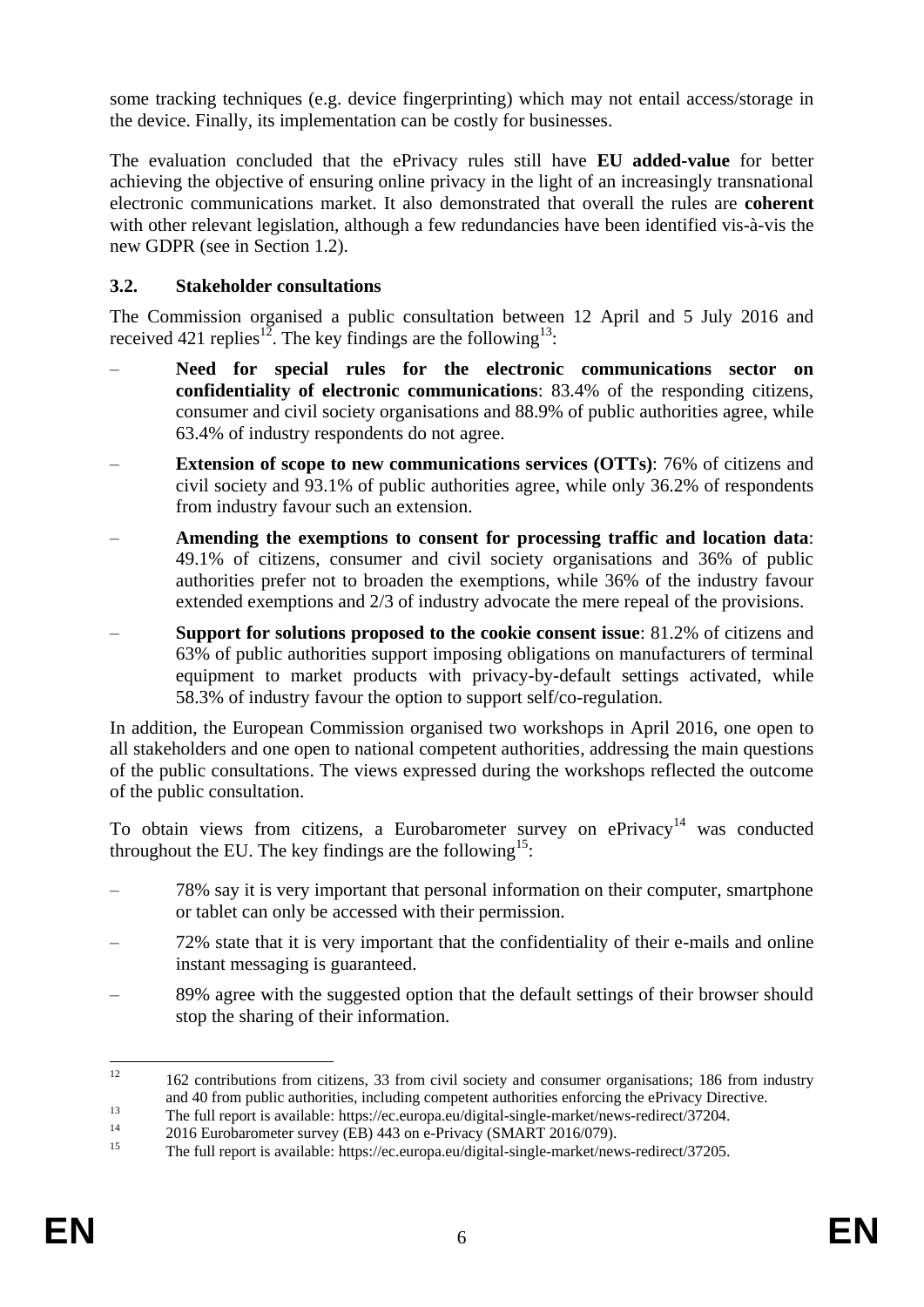some tracking techniques (e.g. device fingerprinting) which may not entail access/storage in the device. Finally, its implementation can be costly for businesses.

The evaluation concluded that the ePrivacy rules still have **EU added-value** for better achieving the objective of ensuring online privacy in the light of an increasingly transnational electronic communications market. It also demonstrated that overall the rules are **coherent** with other relevant legislation, although a few redundancies have been identified vis-à-vis the new GDPR (see in Section 1.2).

### 3.2. Stakeholder consultations

The Commission organised a public consultation between 12 April and 5 July 2016 and received 421 replies[12]. The key findings are the following[13]:

- **Need for special rules for the electronic communications sector on confidentiality of electronic communications**: 83.4% of the responding citizens, consumer and civil society organisations and 88.9% of public authorities agree, while 63.4% of industry respondents do not agree.
- **Extension of scope to new communications services (OTTs)**: 76% of citizens and civil society and 93.1% of public authorities agree, while only 36.2% of respondents from industry favour such an extension.
- **Amending the exemptions to consent for processing traffic and location data**: 49.1% of citizens, consumer and civil society organisations and 36% of public authorities prefer not to broaden the exemptions, while 36% of the industry favour extended exemptions and 2/3 of industry advocate the mere repeal of the provisions.
- **Support for solutions proposed to the cookie consent issue**: 81.2% of citizens and 63% of public authorities support imposing obligations on manufacturers of terminal equipment to market products with privacy-by-default settings activated, while 58.3% of industry favour the option to support self/co-regulation.

In addition, the European Commission organised two workshops in April 2016, one open to all stakeholders and one open to national competent authorities, addressing the main questions of the public consultations. The views expressed during the workshops reflected the outcome of the public consultation.

To obtain views from citizens, a Eurobarometer survey on ePrivacy[14] was conducted throughout the EU. The key findings are the following[15]:

- 78% say it is very important that personal information on their computer, smartphone or tablet can only be accessed with their permission.
- 72% state that it is very important that the confidentiality of their e-mails and online instant messaging is guaranteed.
- 89% agree with the suggested option that the default settings of their browser should stop the sharing of their information.

---

[12] 162 contributions from citizens, 33 from civil society and consumer organisations; 186 from industry and 40 from public authorities, including competent authorities enforcing the ePrivacy Directive.

[13] The full report is available: https://ec.europa.eu/digital-single-market/news-redirect/37204.

[14] 2016 Eurobarometer survey (EB) 443 on e-Privacy (SMART 2016/079).

[15] The full report is available: https://ec.europa.eu/digital-single-market/news-redirect/37205.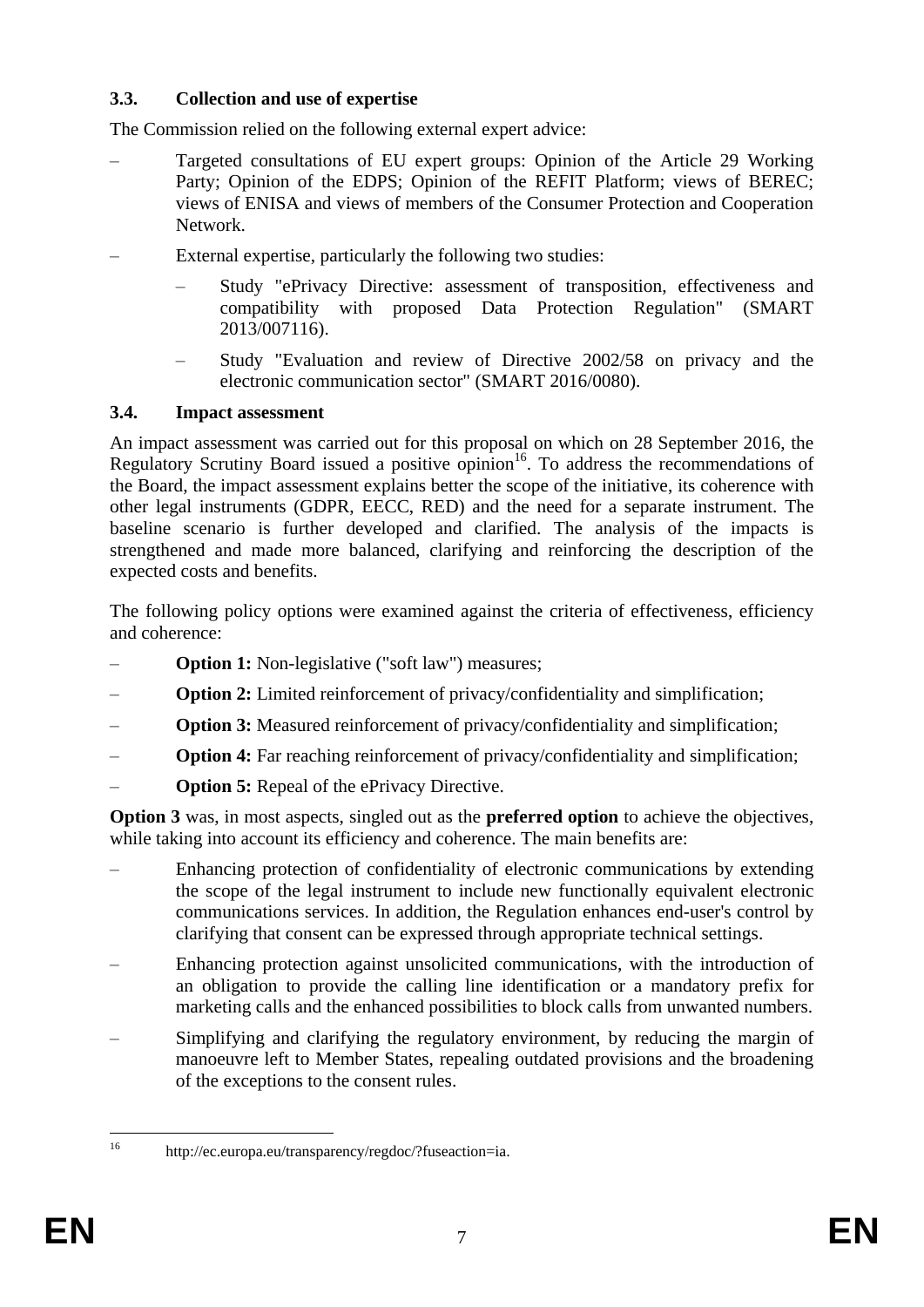### 3.3. Collection and use of expertise

The Commission relied on the following external expert advice:

- Targeted consultations of EU expert groups: Opinion of the Article 29 Working Party; Opinion of the EDPS; Opinion of the REFIT Platform; views of BEREC; views of ENISA and views of members of the Consumer Protection and Cooperation Network.
- External expertise, particularly the following two studies:
  - Study "ePrivacy Directive: assessment of transposition, effectiveness and compatibility with proposed Data Protection Regulation" (SMART 2013/007116).
  - Study "Evaluation and review of Directive 2002/58 on privacy and the electronic communication sector" (SMART 2016/0080).

### 3.4. Impact assessment

An impact assessment was carried out for this proposal on which on 28 September 2016, the Regulatory Scrutiny Board issued a positive opinion[16]. To address the recommendations of the Board, the impact assessment explains better the scope of the initiative, its coherence with other legal instruments (GDPR, EECC, RED) and the need for a separate instrument. The baseline scenario is further developed and clarified. The analysis of the impacts is strengthened and made more balanced, clarifying and reinforcing the description of the expected costs and benefits.

The following policy options were examined against the criteria of effectiveness, efficiency and coherence:

- **Option 1:** Non-legislative ("soft law") measures;
- **Option 2:** Limited reinforcement of privacy/confidentiality and simplification;
- **Option 3:** Measured reinforcement of privacy/confidentiality and simplification;
- **Option 4:** Far reaching reinforcement of privacy/confidentiality and simplification;
- **Option 5:** Repeal of the ePrivacy Directive.

**Option 3** was, in most aspects, singled out as the **preferred option** to achieve the objectives, while taking into account its efficiency and coherence. The main benefits are:

- Enhancing protection of confidentiality of electronic communications by extending the scope of the legal instrument to include new functionally equivalent electronic communications services. In addition, the Regulation enhances end-user's control by clarifying that consent can be expressed through appropriate technical settings.
- Enhancing protection against unsolicited communications, with the introduction of an obligation to provide the calling line identification or a mandatory prefix for marketing calls and the enhanced possibilities to block calls from unwanted numbers.
- Simplifying and clarifying the regulatory environment, by reducing the margin of manoeuvre left to Member States, repealing outdated provisions and the broadening of the exceptions to the consent rules.

---

[16] http://ec.europa.eu/transparency/regdoc/?fuseaction=ia.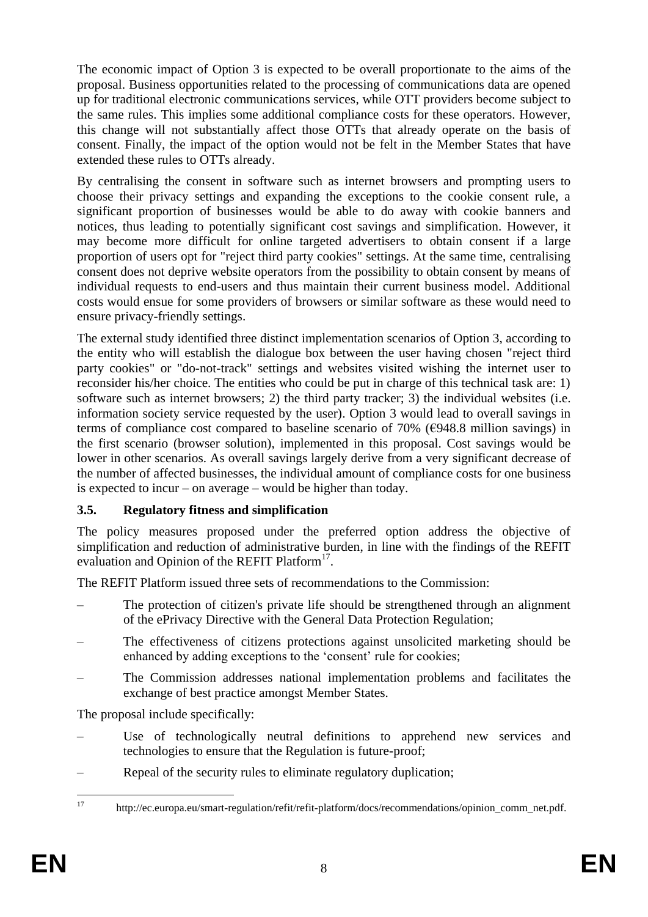The economic impact of Option 3 is expected to be overall proportionate to the aims of the proposal. Business opportunities related to the processing of communications data are opened up for traditional electronic communications services, while OTT providers become subject to the same rules. This implies some additional compliance costs for these operators. However, this change will not substantially affect those OTTs that already operate on the basis of consent. Finally, the impact of the option would not be felt in the Member States that have extended these rules to OTTs already.

By centralising the consent in software such as internet browsers and prompting users to choose their privacy settings and expanding the exceptions to the cookie consent rule, a significant proportion of businesses would be able to do away with cookie banners and notices, thus leading to potentially significant cost savings and simplification. However, it may become more difficult for online targeted advertisers to obtain consent if a large proportion of users opt for "reject third party cookies" settings. At the same time, centralising consent does not deprive website operators from the possibility to obtain consent by means of individual requests to end-users and thus maintain their current business model. Additional costs would ensue for some providers of browsers or similar software as these would need to ensure privacy-friendly settings.

The external study identified three distinct implementation scenarios of Option 3, according to the entity who will establish the dialogue box between the user having chosen "reject third party cookies" or "do-not-track" settings and websites visited wishing the internet user to reconsider his/her choice. The entities who could be put in charge of this technical task are: 1) software such as internet browsers; 2) the third party tracker; 3) the individual websites (i.e. information society service requested by the user). Option 3 would lead to overall savings in terms of compliance cost compared to baseline scenario of 70% (€948.8 million savings) in the first scenario (browser solution), implemented in this proposal. Cost savings would be lower in other scenarios. As overall savings largely derive from a very significant decrease of the number of affected businesses, the individual amount of compliance costs for one business is expected to incur – on average – would be higher than today.

### 3.5. Regulatory fitness and simplification

The policy measures proposed under the preferred option address the objective of simplification and reduction of administrative burden, in line with the findings of the REFIT evaluation and Opinion of the REFIT Platform[17].

The REFIT Platform issued three sets of recommendations to the Commission:

– The protection of citizen's private life should be strengthened through an alignment of the ePrivacy Directive with the General Data Protection Regulation;

– The effectiveness of citizens protections against unsolicited marketing should be enhanced by adding exceptions to the 'consent' rule for cookies;

– The Commission addresses national implementation problems and facilitates the exchange of best practice amongst Member States.

The proposal include specifically:

– Use of technologically neutral definitions to apprehend new services and technologies to ensure that the Regulation is future-proof;

– Repeal of the security rules to eliminate regulatory duplication;

[17] http://ec.europa.eu/smart-regulation/refit/refit-platform/docs/recommendations/opinion_comm_net.pdf.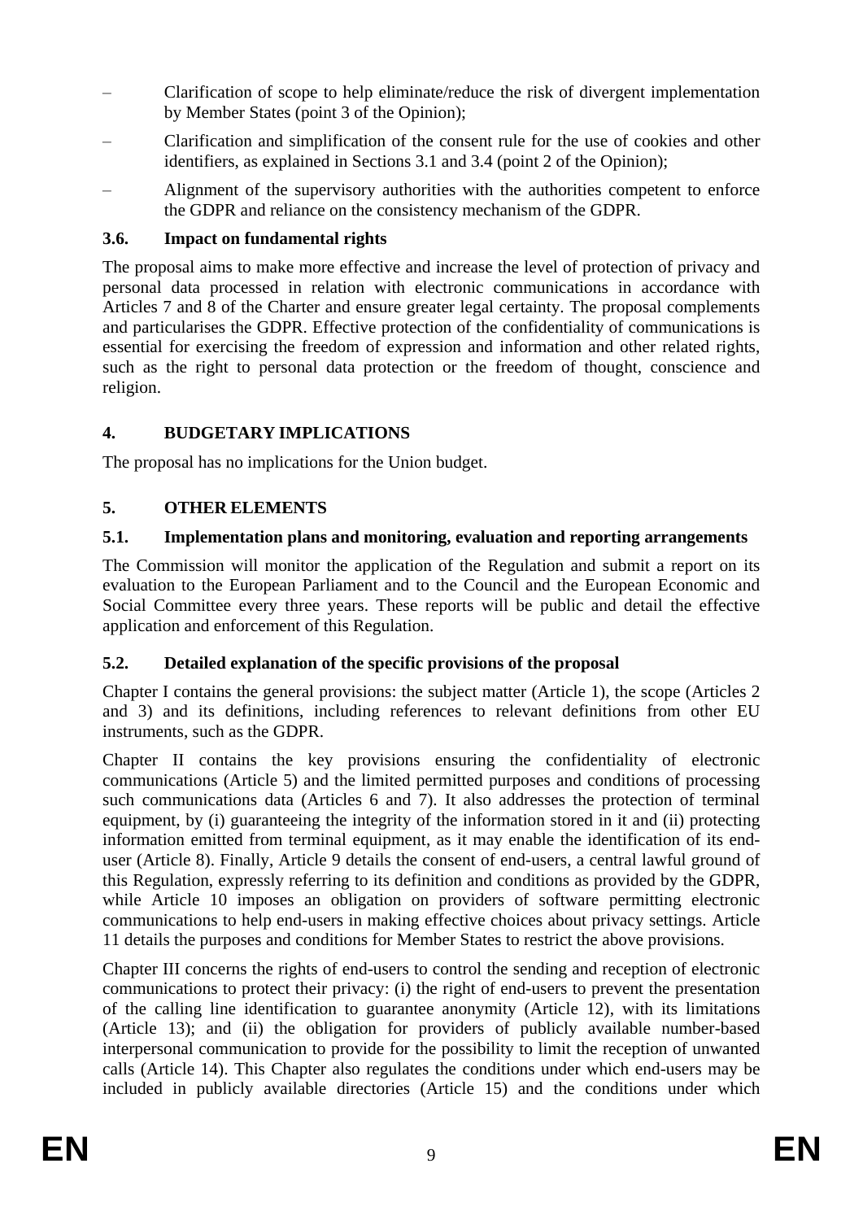- Clarification of scope to help eliminate/reduce the risk of divergent implementation by Member States (point 3 of the Opinion);
- Clarification and simplification of the consent rule for the use of cookies and other identifiers, as explained in Sections 3.1 and 3.4 (point 2 of the Opinion);
- Alignment of the supervisory authorities with the authorities competent to enforce the GDPR and reliance on the consistency mechanism of the GDPR.

### 3.6. Impact on fundamental rights

The proposal aims to make more effective and increase the level of protection of privacy and personal data processed in relation with electronic communications in accordance with Articles 7 and 8 of the Charter and ensure greater legal certainty. The proposal complements and particularises the GDPR. Effective protection of the confidentiality of communications is essential for exercising the freedom of expression and information and other related rights, such as the right to personal data protection or the freedom of thought, conscience and religion.

## 4. BUDGETARY IMPLICATIONS

The proposal has no implications for the Union budget.

## 5. OTHER ELEMENTS

### 5.1. Implementation plans and monitoring, evaluation and reporting arrangements

The Commission will monitor the application of the Regulation and submit a report on its evaluation to the European Parliament and to the Council and the European Economic and Social Committee every three years. These reports will be public and detail the effective application and enforcement of this Regulation.

### 5.2. Detailed explanation of the specific provisions of the proposal

Chapter I contains the general provisions: the subject matter (Article 1), the scope (Articles 2 and 3) and its definitions, including references to relevant definitions from other EU instruments, such as the GDPR.

Chapter II contains the key provisions ensuring the confidentiality of electronic communications (Article 5) and the limited permitted purposes and conditions of processing such communications data (Articles 6 and 7). It also addresses the protection of terminal equipment, by (i) guaranteeing the integrity of the information stored in it and (ii) protecting information emitted from terminal equipment, as it may enable the identification of its end-user (Article 8). Finally, Article 9 details the consent of end-users, a central lawful ground of this Regulation, expressly referring to its definition and conditions as provided by the GDPR, while Article 10 imposes an obligation on providers of software permitting electronic communications to help end-users in making effective choices about privacy settings. Article 11 details the purposes and conditions for Member States to restrict the above provisions.

Chapter III concerns the rights of end-users to control the sending and reception of electronic communications to protect their privacy: (i) the right of end-users to prevent the presentation of the calling line identification to guarantee anonymity (Article 12), with its limitations (Article 13); and (ii) the obligation for providers of publicly available number-based interpersonal communication to provide for the possibility to limit the reception of unwanted calls (Article 14). This Chapter also regulates the conditions under which end-users may be included in publicly available directories (Article 15) and the conditions under which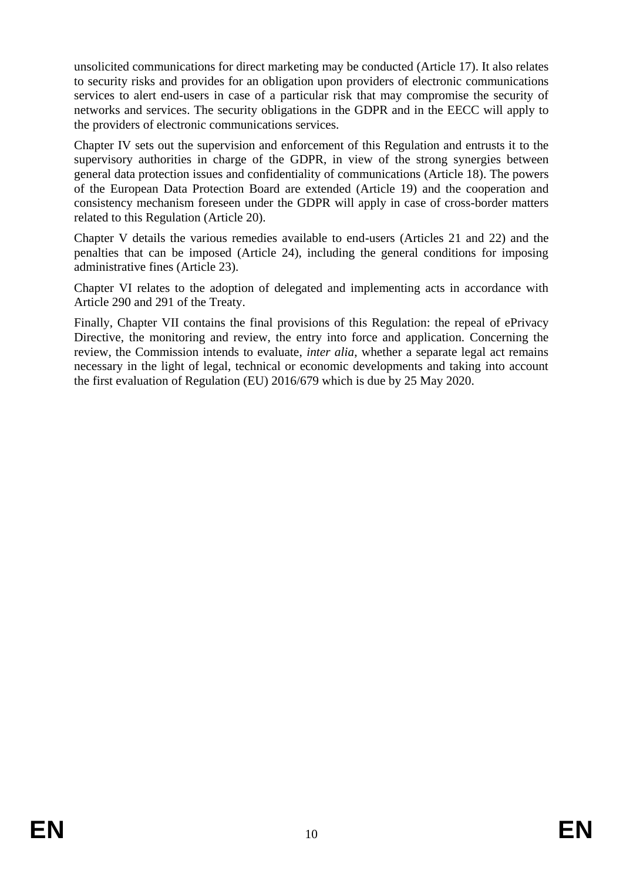unsolicited communications for direct marketing may be conducted (Article 17). It also relates to security risks and provides for an obligation upon providers of electronic communications services to alert end-users in case of a particular risk that may compromise the security of networks and services. The security obligations in the GDPR and in the EECC will apply to the providers of electronic communications services.

Chapter IV sets out the supervision and enforcement of this Regulation and entrusts it to the supervisory authorities in charge of the GDPR, in view of the strong synergies between general data protection issues and confidentiality of communications (Article 18). The powers of the European Data Protection Board are extended (Article 19) and the cooperation and consistency mechanism foreseen under the GDPR will apply in case of cross-border matters related to this Regulation (Article 20).

Chapter V details the various remedies available to end-users (Articles 21 and 22) and the penalties that can be imposed (Article 24), including the general conditions for imposing administrative fines (Article 23).

Chapter VI relates to the adoption of delegated and implementing acts in accordance with Article 290 and 291 of the Treaty.

Finally, Chapter VII contains the final provisions of this Regulation: the repeal of ePrivacy Directive, the monitoring and review, the entry into force and application. Concerning the review, the Commission intends to evaluate, *inter alia*, whether a separate legal act remains necessary in the light of legal, technical or economic developments and taking into account the first evaluation of Regulation (EU) 2016/679 which is due by 25 May 2020.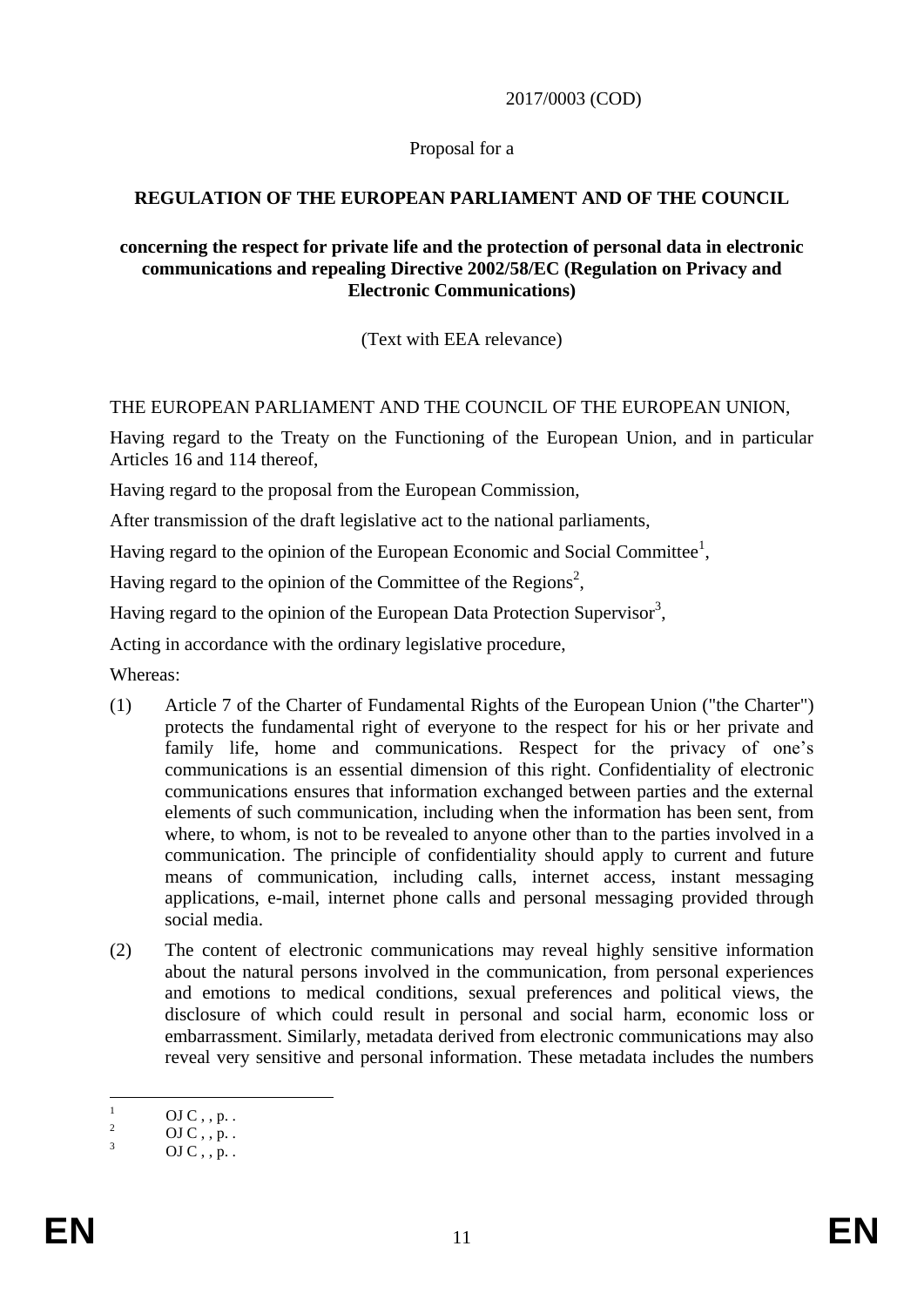2017/0003 (COD)

Proposal for a

**REGULATION OF THE EUROPEAN PARLIAMENT AND OF THE COUNCIL**

**concerning the respect for private life and the protection of personal data in electronic communications and repealing Directive 2002/58/EC (Regulation on Privacy and Electronic Communications)**

(Text with EEA relevance)

THE EUROPEAN PARLIAMENT AND THE COUNCIL OF THE EUROPEAN UNION,

Having regard to the Treaty on the Functioning of the European Union, and in particular Articles 16 and 114 thereof,

Having regard to the proposal from the European Commission,

After transmission of the draft legislative act to the national parliaments,

Having regard to the opinion of the European Economic and Social Committee[1],

Having regard to the opinion of the Committee of the Regions[2],

Having regard to the opinion of the European Data Protection Supervisor[3],

Acting in accordance with the ordinary legislative procedure,

Whereas:

(1) Article 7 of the Charter of Fundamental Rights of the European Union ("the Charter") protects the fundamental right of everyone to the respect for his or her private and family life, home and communications. Respect for the privacy of one's communications is an essential dimension of this right. Confidentiality of electronic communications ensures that information exchanged between parties and the external elements of such communication, including when the information has been sent, from where, to whom, is not to be revealed to anyone other than to the parties involved in a communication. The principle of confidentiality should apply to current and future means of communication, including calls, internet access, instant messaging applications, e-mail, internet phone calls and personal messaging provided through social media.

(2) The content of electronic communications may reveal highly sensitive information about the natural persons involved in the communication, from personal experiences and emotions to medical conditions, sexual preferences and political views, the disclosure of which could result in personal and social harm, economic loss or embarrassment. Similarly, metadata derived from electronic communications may also reveal very sensitive and personal information. These metadata includes the numbers

---

[1] OJ C , , p. .

[2] OJ C , , p. .

[3] OJ C , , p. .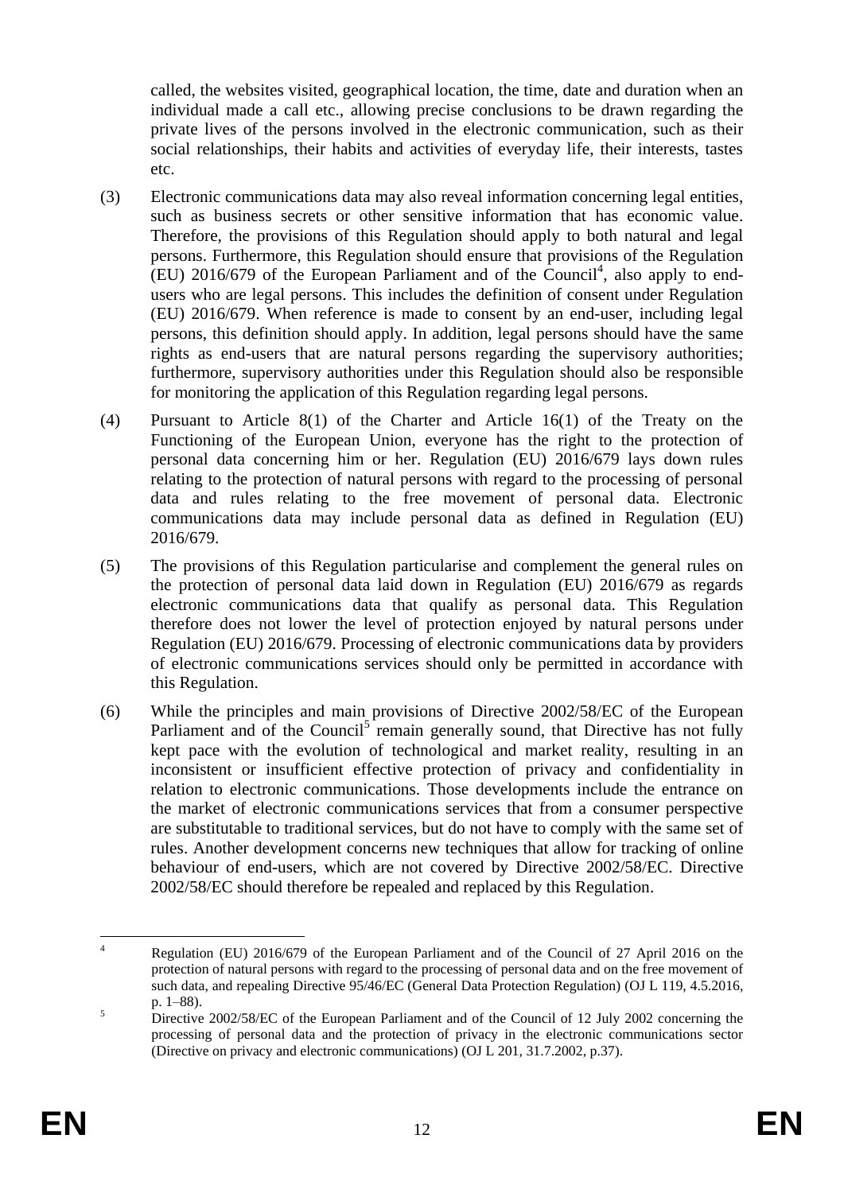called, the websites visited, geographical location, the time, date and duration when an individual made a call etc., allowing precise conclusions to be drawn regarding the private lives of the persons involved in the electronic communication, such as their social relationships, their habits and activities of everyday life, their interests, tastes etc.

(3) Electronic communications data may also reveal information concerning legal entities, such as business secrets or other sensitive information that has economic value. Therefore, the provisions of this Regulation should apply to both natural and legal persons. Furthermore, this Regulation should ensure that provisions of the Regulation (EU) 2016/679 of the European Parliament and of the Council[4], also apply to end-users who are legal persons. This includes the definition of consent under Regulation (EU) 2016/679. When reference is made to consent by an end-user, including legal persons, this definition should apply. In addition, legal persons should have the same rights as end-users that are natural persons regarding the supervisory authorities; furthermore, supervisory authorities under this Regulation should also be responsible for monitoring the application of this Regulation regarding legal persons.

(4) Pursuant to Article 8(1) of the Charter and Article 16(1) of the Treaty on the Functioning of the European Union, everyone has the right to the protection of personal data concerning him or her. Regulation (EU) 2016/679 lays down rules relating to the protection of natural persons with regard to the processing of personal data and rules relating to the free movement of personal data. Electronic communications data may include personal data as defined in Regulation (EU) 2016/679.

(5) The provisions of this Regulation particularise and complement the general rules on the protection of personal data laid down in Regulation (EU) 2016/679 as regards electronic communications data that qualify as personal data. This Regulation therefore does not lower the level of protection enjoyed by natural persons under Regulation (EU) 2016/679. Processing of electronic communications data by providers of electronic communications services should only be permitted in accordance with this Regulation.

(6) While the principles and main provisions of Directive 2002/58/EC of the European Parliament and of the Council[5] remain generally sound, that Directive has not fully kept pace with the evolution of technological and market reality, resulting in an inconsistent or insufficient effective protection of privacy and confidentiality in relation to electronic communications. Those developments include the entrance on the market of electronic communications services that from a consumer perspective are substitutable to traditional services, but do not have to comply with the same set of rules. Another development concerns new techniques that allow for tracking of online behaviour of end-users, which are not covered by Directive 2002/58/EC. Directive 2002/58/EC should therefore be repealed and replaced by this Regulation.

---

[4] Regulation (EU) 2016/679 of the European Parliament and of the Council of 27 April 2016 on the protection of natural persons with regard to the processing of personal data and on the free movement of such data, and repealing Directive 95/46/EC (General Data Protection Regulation) (OJ L 119, 4.5.2016, p. 1–88).

[5] Directive 2002/58/EC of the European Parliament and of the Council of 12 July 2002 concerning the processing of personal data and the protection of privacy in the electronic communications sector (Directive on privacy and electronic communications) (OJ L 201, 31.7.2002, p.37).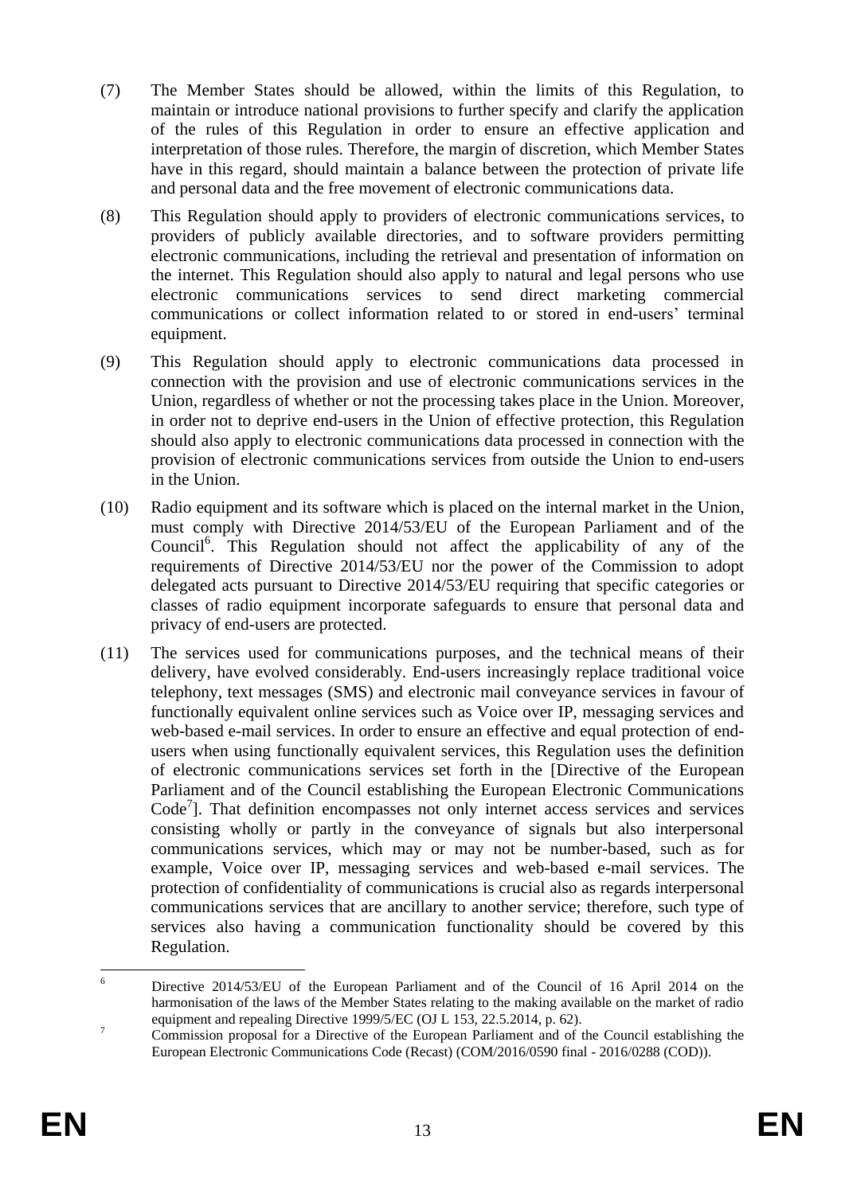(7) The Member States should be allowed, within the limits of this Regulation, to maintain or introduce national provisions to further specify and clarify the application of the rules of this Regulation in order to ensure an effective application and interpretation of those rules. Therefore, the margin of discretion, which Member States have in this regard, should maintain a balance between the protection of private life and personal data and the free movement of electronic communications data.

(8) This Regulation should apply to providers of electronic communications services, to providers of publicly available directories, and to software providers permitting electronic communications, including the retrieval and presentation of information on the internet. This Regulation should also apply to natural and legal persons who use electronic communications services to send direct marketing commercial communications or collect information related to or stored in end-users' terminal equipment.

(9) This Regulation should apply to electronic communications data processed in connection with the provision and use of electronic communications services in the Union, regardless of whether or not the processing takes place in the Union. Moreover, in order not to deprive end-users in the Union of effective protection, this Regulation should also apply to electronic communications data processed in connection with the provision of electronic communications services from outside the Union to end-users in the Union.

(10) Radio equipment and its software which is placed on the internal market in the Union, must comply with Directive 2014/53/EU of the European Parliament and of the Council[6]. This Regulation should not affect the applicability of any of the requirements of Directive 2014/53/EU nor the power of the Commission to adopt delegated acts pursuant to Directive 2014/53/EU requiring that specific categories or classes of radio equipment incorporate safeguards to ensure that personal data and privacy of end-users are protected.

(11) The services used for communications purposes, and the technical means of their delivery, have evolved considerably. End-users increasingly replace traditional voice telephony, text messages (SMS) and electronic mail conveyance services in favour of functionally equivalent online services such as Voice over IP, messaging services and web-based e-mail services. In order to ensure an effective and equal protection of end-users when using functionally equivalent services, this Regulation uses the definition of electronic communications services set forth in the [Directive of the European Parliament and of the Council establishing the European Electronic Communications Code[7]]. That definition encompasses not only internet access services and services consisting wholly or partly in the conveyance of signals but also interpersonal communications services, which may or may not be number-based, such as for example, Voice over IP, messaging services and web-based e-mail services. The protection of confidentiality of communications is crucial also as regards interpersonal communications services that are ancillary to another service; therefore, such type of services also having a communication functionality should be covered by this Regulation.

---

[6] Directive 2014/53/EU of the European Parliament and of the Council of 16 April 2014 on the harmonisation of the laws of the Member States relating to the making available on the market of radio equipment and repealing Directive 1999/5/EC (OJ L 153, 22.5.2014, p. 62).

[7] Commission proposal for a Directive of the European Parliament and of the Council establishing the European Electronic Communications Code (Recast) (COM/2016/0590 final - 2016/0288 (COD)).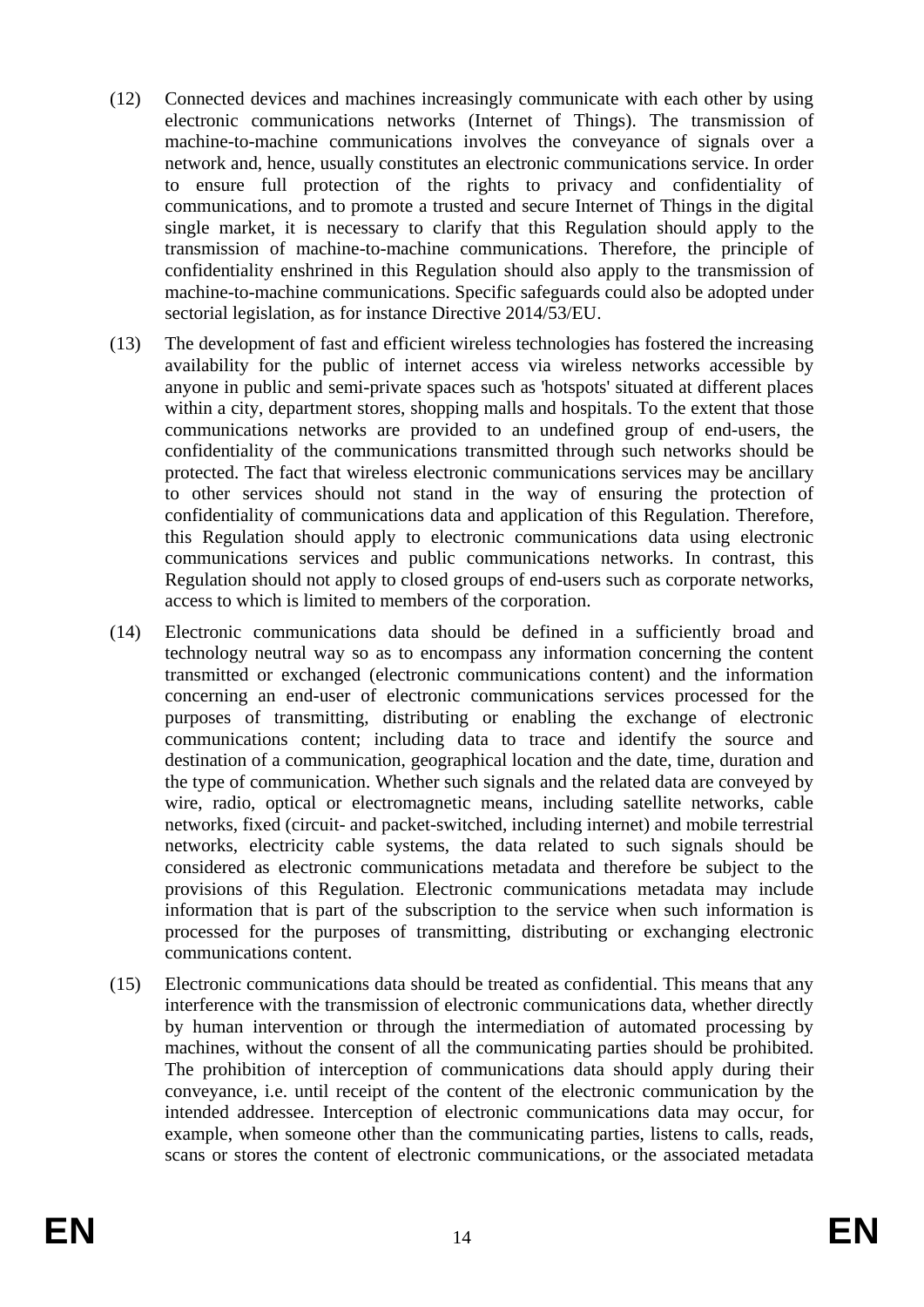(12) Connected devices and machines increasingly communicate with each other by using electronic communications networks (Internet of Things). The transmission of machine-to-machine communications involves the conveyance of signals over a network and, hence, usually constitutes an electronic communications service. In order to ensure full protection of the rights to privacy and confidentiality of communications, and to promote a trusted and secure Internet of Things in the digital single market, it is necessary to clarify that this Regulation should apply to the transmission of machine-to-machine communications. Therefore, the principle of confidentiality enshrined in this Regulation should also apply to the transmission of machine-to-machine communications. Specific safeguards could also be adopted under sectorial legislation, as for instance Directive 2014/53/EU.

(13) The development of fast and efficient wireless technologies has fostered the increasing availability for the public of internet access via wireless networks accessible by anyone in public and semi-private spaces such as 'hotspots' situated at different places within a city, department stores, shopping malls and hospitals. To the extent that those communications networks are provided to an undefined group of end-users, the confidentiality of the communications transmitted through such networks should be protected. The fact that wireless electronic communications services may be ancillary to other services should not stand in the way of ensuring the protection of confidentiality of communications data and application of this Regulation. Therefore, this Regulation should apply to electronic communications data using electronic communications services and public communications networks. In contrast, this Regulation should not apply to closed groups of end-users such as corporate networks, access to which is limited to members of the corporation.

(14) Electronic communications data should be defined in a sufficiently broad and technology neutral way so as to encompass any information concerning the content transmitted or exchanged (electronic communications content) and the information concerning an end-user of electronic communications services processed for the purposes of transmitting, distributing or enabling the exchange of electronic communications content; including data to trace and identify the source and destination of a communication, geographical location and the date, time, duration and the type of communication. Whether such signals and the related data are conveyed by wire, radio, optical or electromagnetic means, including satellite networks, cable networks, fixed (circuit- and packet-switched, including internet) and mobile terrestrial networks, electricity cable systems, the data related to such signals should be considered as electronic communications metadata and therefore be subject to the provisions of this Regulation. Electronic communications metadata may include information that is part of the subscription to the service when such information is processed for the purposes of transmitting, distributing or exchanging electronic communications content.

(15) Electronic communications data should be treated as confidential. This means that any interference with the transmission of electronic communications data, whether directly by human intervention or through the intermediation of automated processing by machines, without the consent of all the communicating parties should be prohibited. The prohibition of interception of communications data should apply during their conveyance, i.e. until receipt of the content of the electronic communication by the intended addressee. Interception of electronic communications data may occur, for example, when someone other than the communicating parties, listens to calls, reads, scans or stores the content of electronic communications, or the associated metadata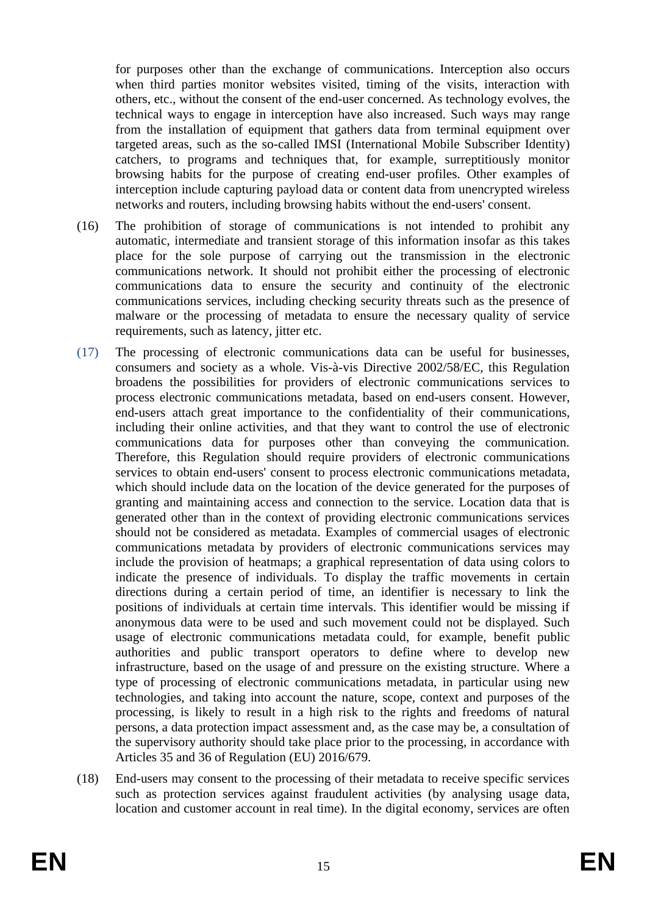for purposes other than the exchange of communications. Interception also occurs when third parties monitor websites visited, timing of the visits, interaction with others, etc., without the consent of the end-user concerned. As technology evolves, the technical ways to engage in interception have also increased. Such ways may range from the installation of equipment that gathers data from terminal equipment over targeted areas, such as the so-called IMSI (International Mobile Subscriber Identity) catchers, to programs and techniques that, for example, surreptitiously monitor browsing habits for the purpose of creating end-user profiles. Other examples of interception include capturing payload data or content data from unencrypted wireless networks and routers, including browsing habits without the end-users' consent.

(16) The prohibition of storage of communications is not intended to prohibit any automatic, intermediate and transient storage of this information insofar as this takes place for the sole purpose of carrying out the transmission in the electronic communications network. It should not prohibit either the processing of electronic communications data to ensure the security and continuity of the electronic communications services, including checking security threats such as the presence of malware or the processing of metadata to ensure the necessary quality of service requirements, such as latency, jitter etc.

(17) The processing of electronic communications data can be useful for businesses, consumers and society as a whole. Vis-à-vis Directive 2002/58/EC, this Regulation broadens the possibilities for providers of electronic communications services to process electronic communications metadata, based on end-users consent. However, end-users attach great importance to the confidentiality of their communications, including their online activities, and that they want to control the use of electronic communications data for purposes other than conveying the communication. Therefore, this Regulation should require providers of electronic communications services to obtain end-users' consent to process electronic communications metadata, which should include data on the location of the device generated for the purposes of granting and maintaining access and connection to the service. Location data that is generated other than in the context of providing electronic communications services should not be considered as metadata. Examples of commercial usages of electronic communications metadata by providers of electronic communications services may include the provision of heatmaps; a graphical representation of data using colors to indicate the presence of individuals. To display the traffic movements in certain directions during a certain period of time, an identifier is necessary to link the positions of individuals at certain time intervals. This identifier would be missing if anonymous data were to be used and such movement could not be displayed. Such usage of electronic communications metadata could, for example, benefit public authorities and public transport operators to define where to develop new infrastructure, based on the usage of and pressure on the existing structure. Where a type of processing of electronic communications metadata, in particular using new technologies, and taking into account the nature, scope, context and purposes of the processing, is likely to result in a high risk to the rights and freedoms of natural persons, a data protection impact assessment and, as the case may be, a consultation of the supervisory authority should take place prior to the processing, in accordance with Articles 35 and 36 of Regulation (EU) 2016/679.

(18) End-users may consent to the processing of their metadata to receive specific services such as protection services against fraudulent activities (by analysing usage data, location and customer account in real time). In the digital economy, services are often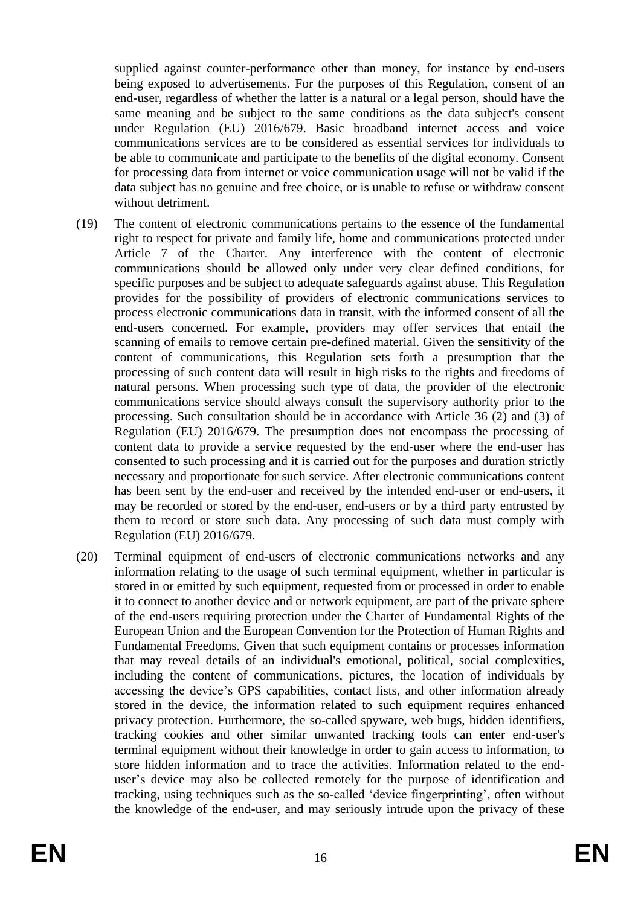supplied against counter-performance other than money, for instance by end-users being exposed to advertisements. For the purposes of this Regulation, consent of an end-user, regardless of whether the latter is a natural or a legal person, should have the same meaning and be subject to the same conditions as the data subject's consent under Regulation (EU) 2016/679. Basic broadband internet access and voice communications services are to be considered as essential services for individuals to be able to communicate and participate to the benefits of the digital economy. Consent for processing data from internet or voice communication usage will not be valid if the data subject has no genuine and free choice, or is unable to refuse or withdraw consent without detriment.

(19) The content of electronic communications pertains to the essence of the fundamental right to respect for private and family life, home and communications protected under Article 7 of the Charter. Any interference with the content of electronic communications should be allowed only under very clear defined conditions, for specific purposes and be subject to adequate safeguards against abuse. This Regulation provides for the possibility of providers of electronic communications services to process electronic communications data in transit, with the informed consent of all the end-users concerned. For example, providers may offer services that entail the scanning of emails to remove certain pre-defined material. Given the sensitivity of the content of communications, this Regulation sets forth a presumption that the processing of such content data will result in high risks to the rights and freedoms of natural persons. When processing such type of data, the provider of the electronic communications service should always consult the supervisory authority prior to the processing. Such consultation should be in accordance with Article 36 (2) and (3) of Regulation (EU) 2016/679. The presumption does not encompass the processing of content data to provide a service requested by the end-user where the end-user has consented to such processing and it is carried out for the purposes and duration strictly necessary and proportionate for such service. After electronic communications content has been sent by the end-user and received by the intended end-user or end-users, it may be recorded or stored by the end-user, end-users or by a third party entrusted by them to record or store such data. Any processing of such data must comply with Regulation (EU) 2016/679.

(20) Terminal equipment of end-users of electronic communications networks and any information relating to the usage of such terminal equipment, whether in particular is stored in or emitted by such equipment, requested from or processed in order to enable it to connect to another device and or network equipment, are part of the private sphere of the end-users requiring protection under the Charter of Fundamental Rights of the European Union and the European Convention for the Protection of Human Rights and Fundamental Freedoms. Given that such equipment contains or processes information that may reveal details of an individual's emotional, political, social complexities, including the content of communications, pictures, the location of individuals by accessing the device's GPS capabilities, contact lists, and other information already stored in the device, the information related to such equipment requires enhanced privacy protection. Furthermore, the so-called spyware, web bugs, hidden identifiers, tracking cookies and other similar unwanted tracking tools can enter end-user's terminal equipment without their knowledge in order to gain access to information, to store hidden information and to trace the activities. Information related to the end-user's device may also be collected remotely for the purpose of identification and tracking, using techniques such as the so-called 'device fingerprinting', often without the knowledge of the end-user, and may seriously intrude upon the privacy of these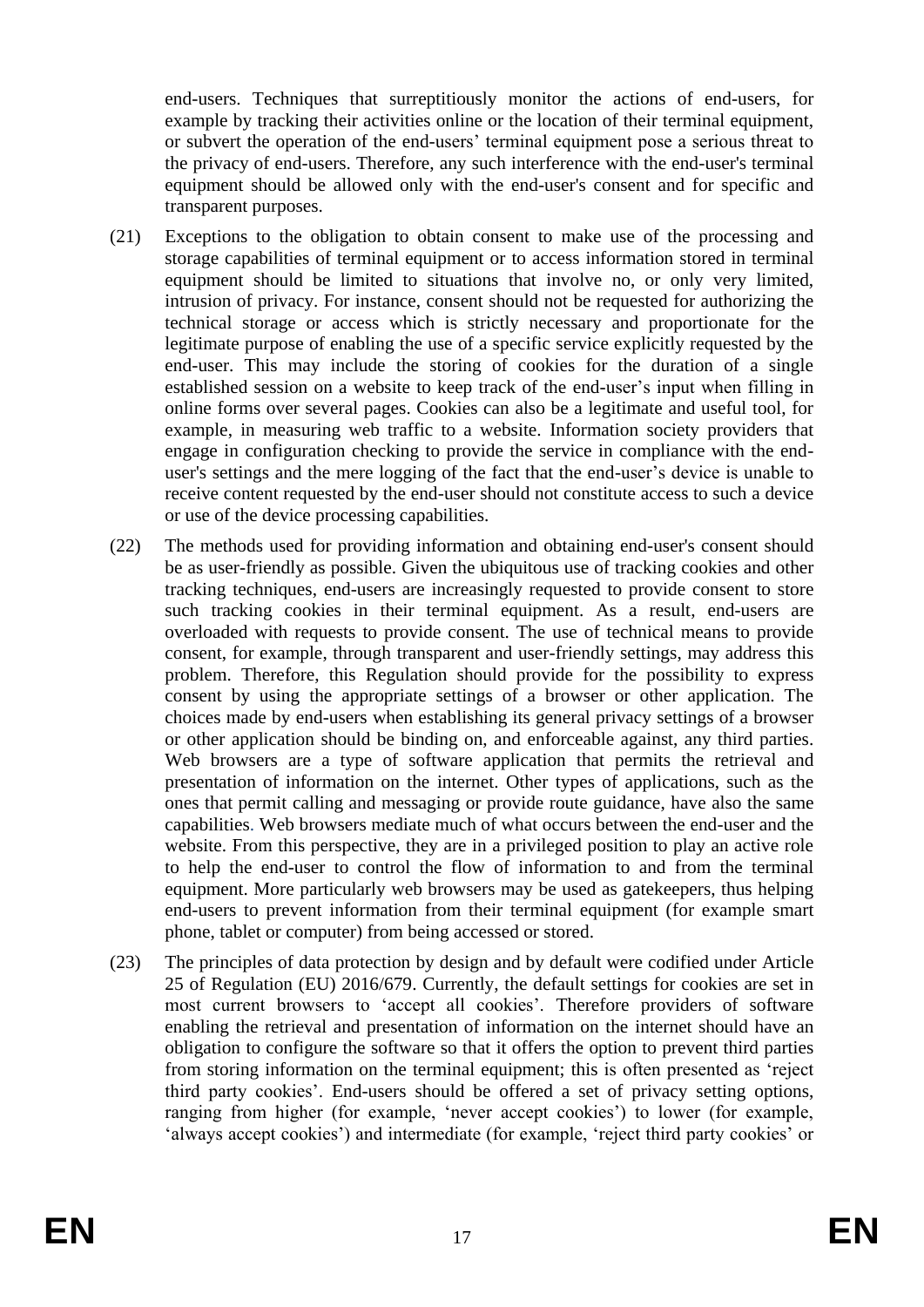end-users. Techniques that surreptitiously monitor the actions of end-users, for example by tracking their activities online or the location of their terminal equipment, or subvert the operation of the end-users' terminal equipment pose a serious threat to the privacy of end-users. Therefore, any such interference with the end-user's terminal equipment should be allowed only with the end-user's consent and for specific and transparent purposes.

(21) Exceptions to the obligation to obtain consent to make use of the processing and storage capabilities of terminal equipment or to access information stored in terminal equipment should be limited to situations that involve no, or only very limited, intrusion of privacy. For instance, consent should not be requested for authorizing the technical storage or access which is strictly necessary and proportionate for the legitimate purpose of enabling the use of a specific service explicitly requested by the end-user. This may include the storing of cookies for the duration of a single established session on a website to keep track of the end-user's input when filling in online forms over several pages. Cookies can also be a legitimate and useful tool, for example, in measuring web traffic to a website. Information society providers that engage in configuration checking to provide the service in compliance with the end-user's settings and the mere logging of the fact that the end-user's device is unable to receive content requested by the end-user should not constitute access to such a device or use of the device processing capabilities.

(22) The methods used for providing information and obtaining end-user's consent should be as user-friendly as possible. Given the ubiquitous use of tracking cookies and other tracking techniques, end-users are increasingly requested to provide consent to store such tracking cookies in their terminal equipment. As a result, end-users are overloaded with requests to provide consent. The use of technical means to provide consent, for example, through transparent and user-friendly settings, may address this problem. Therefore, this Regulation should provide for the possibility to express consent by using the appropriate settings of a browser or other application. The choices made by end-users when establishing its general privacy settings of a browser or other application should be binding on, and enforceable against, any third parties. Web browsers are a type of software application that permits the retrieval and presentation of information on the internet. Other types of applications, such as the ones that permit calling and messaging or provide route guidance, have also the same capabilities. Web browsers mediate much of what occurs between the end-user and the website. From this perspective, they are in a privileged position to play an active role to help the end-user to control the flow of information to and from the terminal equipment. More particularly web browsers may be used as gatekeepers, thus helping end-users to prevent information from their terminal equipment (for example smart phone, tablet or computer) from being accessed or stored.

(23) The principles of data protection by design and by default were codified under Article 25 of Regulation (EU) 2016/679. Currently, the default settings for cookies are set in most current browsers to 'accept all cookies'. Therefore providers of software enabling the retrieval and presentation of information on the internet should have an obligation to configure the software so that it offers the option to prevent third parties from storing information on the terminal equipment; this is often presented as 'reject third party cookies'. End-users should be offered a set of privacy setting options, ranging from higher (for example, 'never accept cookies') to lower (for example, 'always accept cookies') and intermediate (for example, 'reject third party cookies' or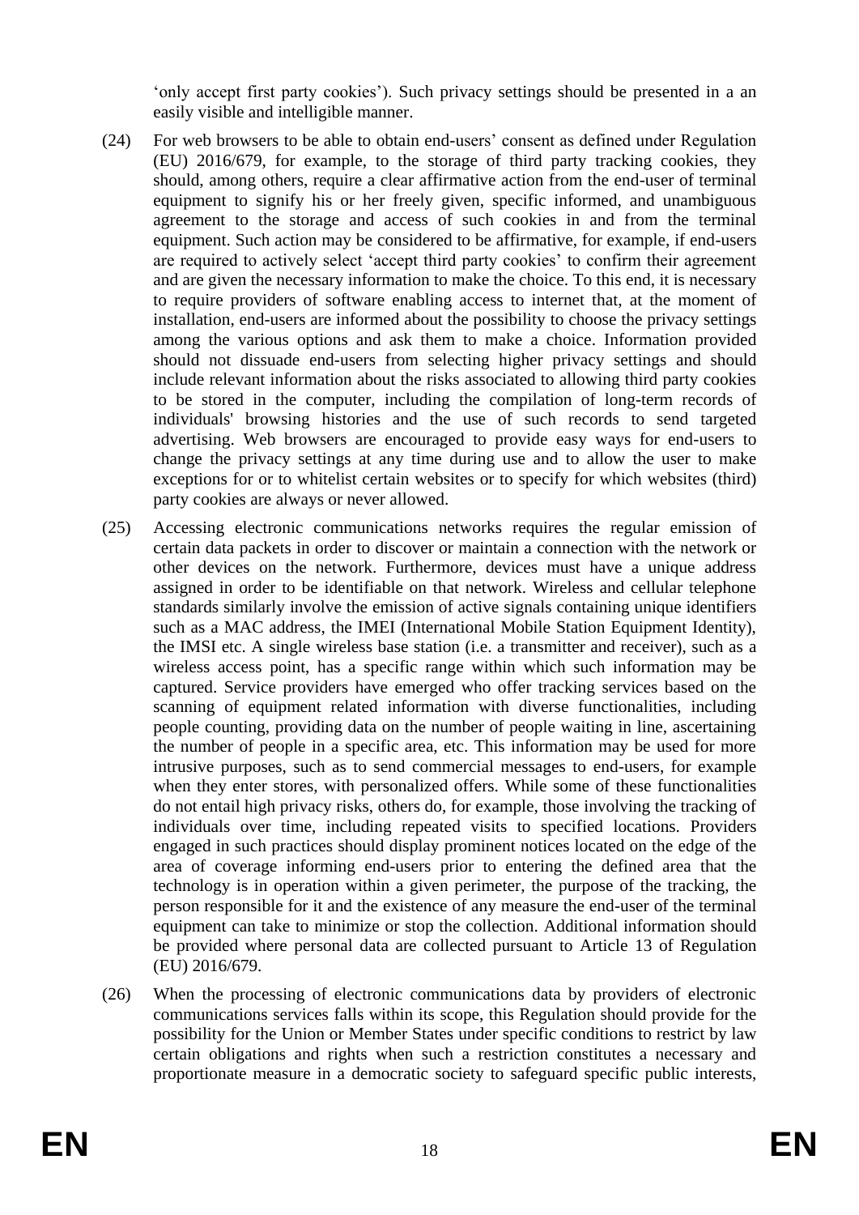'only accept first party cookies'). Such privacy settings should be presented in a an easily visible and intelligible manner.

(24) For web browsers to be able to obtain end-users' consent as defined under Regulation (EU) 2016/679, for example, to the storage of third party tracking cookies, they should, among others, require a clear affirmative action from the end-user of terminal equipment to signify his or her freely given, specific informed, and unambiguous agreement to the storage and access of such cookies in and from the terminal equipment. Such action may be considered to be affirmative, for example, if end-users are required to actively select 'accept third party cookies' to confirm their agreement and are given the necessary information to make the choice. To this end, it is necessary to require providers of software enabling access to internet that, at the moment of installation, end-users are informed about the possibility to choose the privacy settings among the various options and ask them to make a choice. Information provided should not dissuade end-users from selecting higher privacy settings and should include relevant information about the risks associated to allowing third party cookies to be stored in the computer, including the compilation of long-term records of individuals' browsing histories and the use of such records to send targeted advertising. Web browsers are encouraged to provide easy ways for end-users to change the privacy settings at any time during use and to allow the user to make exceptions for or to whitelist certain websites or to specify for which websites (third) party cookies are always or never allowed.

(25) Accessing electronic communications networks requires the regular emission of certain data packets in order to discover or maintain a connection with the network or other devices on the network. Furthermore, devices must have a unique address assigned in order to be identifiable on that network. Wireless and cellular telephone standards similarly involve the emission of active signals containing unique identifiers such as a MAC address, the IMEI (International Mobile Station Equipment Identity), the IMSI etc. A single wireless base station (i.e. a transmitter and receiver), such as a wireless access point, has a specific range within which such information may be captured. Service providers have emerged who offer tracking services based on the scanning of equipment related information with diverse functionalities, including people counting, providing data on the number of people waiting in line, ascertaining the number of people in a specific area, etc. This information may be used for more intrusive purposes, such as to send commercial messages to end-users, for example when they enter stores, with personalized offers. While some of these functionalities do not entail high privacy risks, others do, for example, those involving the tracking of individuals over time, including repeated visits to specified locations. Providers engaged in such practices should display prominent notices located on the edge of the area of coverage informing end-users prior to entering the defined area that the technology is in operation within a given perimeter, the purpose of the tracking, the person responsible for it and the existence of any measure the end-user of the terminal equipment can take to minimize or stop the collection. Additional information should be provided where personal data are collected pursuant to Article 13 of Regulation (EU) 2016/679.

(26) When the processing of electronic communications data by providers of electronic communications services falls within its scope, this Regulation should provide for the possibility for the Union or Member States under specific conditions to restrict by law certain obligations and rights when such a restriction constitutes a necessary and proportionate measure in a democratic society to safeguard specific public interests,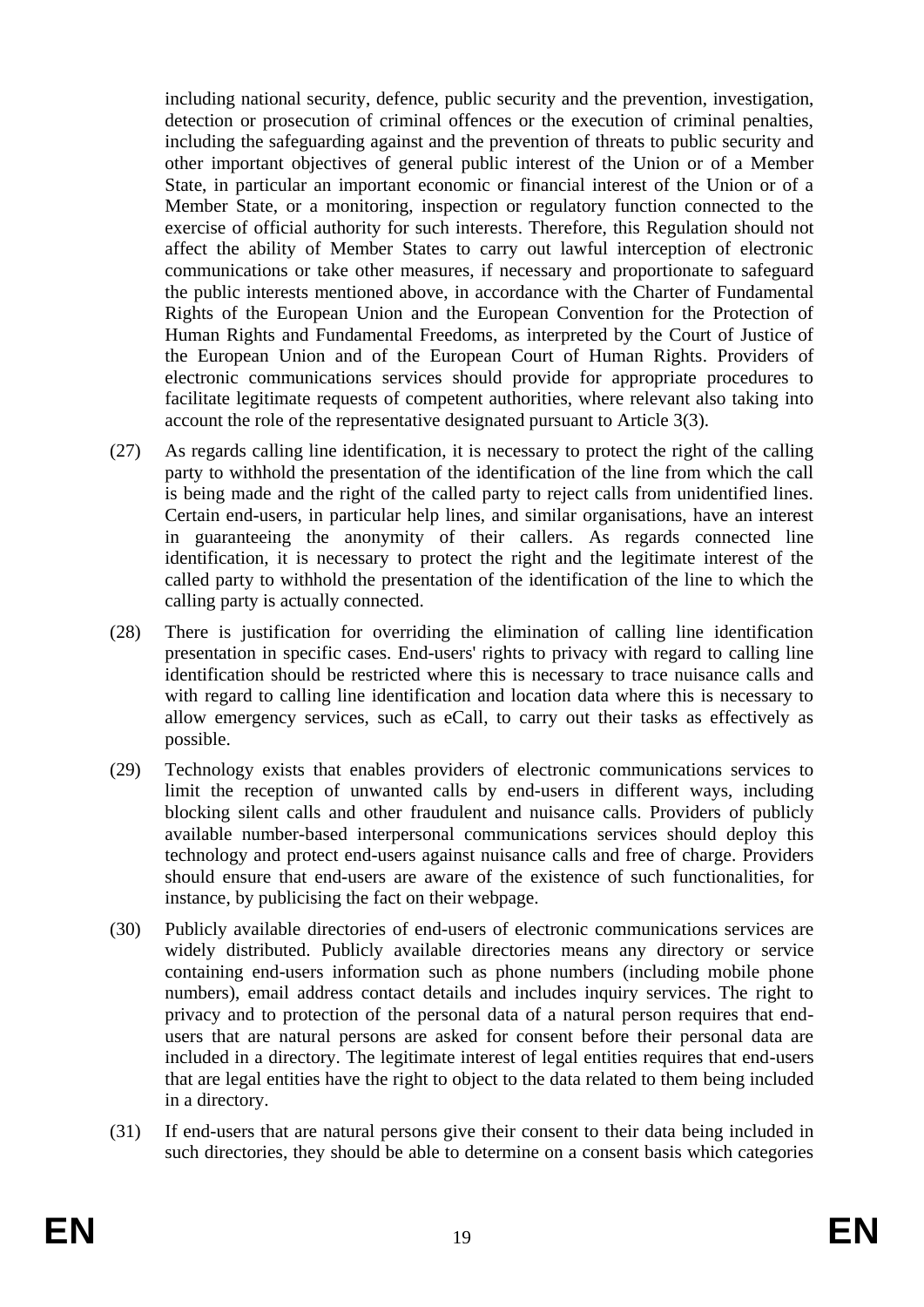including national security, defence, public security and the prevention, investigation, detection or prosecution of criminal offences or the execution of criminal penalties, including the safeguarding against and the prevention of threats to public security and other important objectives of general public interest of the Union or of a Member State, in particular an important economic or financial interest of the Union or of a Member State, or a monitoring, inspection or regulatory function connected to the exercise of official authority for such interests. Therefore, this Regulation should not affect the ability of Member States to carry out lawful interception of electronic communications or take other measures, if necessary and proportionate to safeguard the public interests mentioned above, in accordance with the Charter of Fundamental Rights of the European Union and the European Convention for the Protection of Human Rights and Fundamental Freedoms, as interpreted by the Court of Justice of the European Union and of the European Court of Human Rights. Providers of electronic communications services should provide for appropriate procedures to facilitate legitimate requests of competent authorities, where relevant also taking into account the role of the representative designated pursuant to Article 3(3).

(27) As regards calling line identification, it is necessary to protect the right of the calling party to withhold the presentation of the identification of the line from which the call is being made and the right of the called party to reject calls from unidentified lines. Certain end-users, in particular help lines, and similar organisations, have an interest in guaranteeing the anonymity of their callers. As regards connected line identification, it is necessary to protect the right and the legitimate interest of the called party to withhold the presentation of the identification of the line to which the calling party is actually connected.

(28) There is justification for overriding the elimination of calling line identification presentation in specific cases. End-users' rights to privacy with regard to calling line identification should be restricted where this is necessary to trace nuisance calls and with regard to calling line identification and location data where this is necessary to allow emergency services, such as eCall, to carry out their tasks as effectively as possible.

(29) Technology exists that enables providers of electronic communications services to limit the reception of unwanted calls by end-users in different ways, including blocking silent calls and other fraudulent and nuisance calls. Providers of publicly available number-based interpersonal communications services should deploy this technology and protect end-users against nuisance calls and free of charge. Providers should ensure that end-users are aware of the existence of such functionalities, for instance, by publicising the fact on their webpage.

(30) Publicly available directories of end-users of electronic communications services are widely distributed. Publicly available directories means any directory or service containing end-users information such as phone numbers (including mobile phone numbers), email address contact details and includes inquiry services. The right to privacy and to protection of the personal data of a natural person requires that end-users that are natural persons are asked for consent before their personal data are included in a directory. The legitimate interest of legal entities requires that end-users that are legal entities have the right to object to the data related to them being included in a directory.

(31) If end-users that are natural persons give their consent to their data being included in such directories, they should be able to determine on a consent basis which categories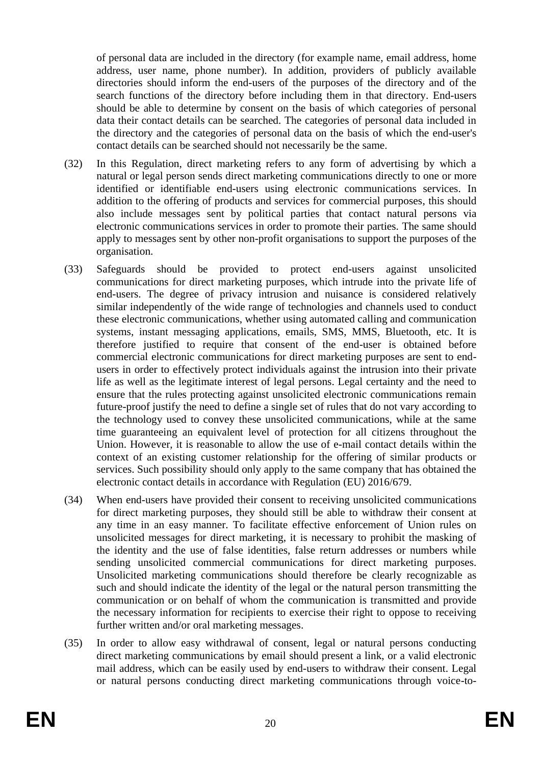of personal data are included in the directory (for example name, email address, home address, user name, phone number). In addition, providers of publicly available directories should inform the end-users of the purposes of the directory and of the search functions of the directory before including them in that directory. End-users should be able to determine by consent on the basis of which categories of personal data their contact details can be searched. The categories of personal data included in the directory and the categories of personal data on the basis of which the end-user's contact details can be searched should not necessarily be the same.

(32) In this Regulation, direct marketing refers to any form of advertising by which a natural or legal person sends direct marketing communications directly to one or more identified or identifiable end-users using electronic communications services. In addition to the offering of products and services for commercial purposes, this should also include messages sent by political parties that contact natural persons via electronic communications services in order to promote their parties. The same should apply to messages sent by other non-profit organisations to support the purposes of the organisation.

(33) Safeguards should be provided to protect end-users against unsolicited communications for direct marketing purposes, which intrude into the private life of end-users. The degree of privacy intrusion and nuisance is considered relatively similar independently of the wide range of technologies and channels used to conduct these electronic communications, whether using automated calling and communication systems, instant messaging applications, emails, SMS, MMS, Bluetooth, etc. It is therefore justified to require that consent of the end-user is obtained before commercial electronic communications for direct marketing purposes are sent to end-users in order to effectively protect individuals against the intrusion into their private life as well as the legitimate interest of legal persons. Legal certainty and the need to ensure that the rules protecting against unsolicited electronic communications remain future-proof justify the need to define a single set of rules that do not vary according to the technology used to convey these unsolicited communications, while at the same time guaranteeing an equivalent level of protection for all citizens throughout the Union. However, it is reasonable to allow the use of e-mail contact details within the context of an existing customer relationship for the offering of similar products or services. Such possibility should only apply to the same company that has obtained the electronic contact details in accordance with Regulation (EU) 2016/679.

(34) When end-users have provided their consent to receiving unsolicited communications for direct marketing purposes, they should still be able to withdraw their consent at any time in an easy manner. To facilitate effective enforcement of Union rules on unsolicited messages for direct marketing, it is necessary to prohibit the masking of the identity and the use of false identities, false return addresses or numbers while sending unsolicited commercial communications for direct marketing purposes. Unsolicited marketing communications should therefore be clearly recognizable as such and should indicate the identity of the legal or the natural person transmitting the communication or on behalf of whom the communication is transmitted and provide the necessary information for recipients to exercise their right to oppose to receiving further written and/or oral marketing messages.

(35) In order to allow easy withdrawal of consent, legal or natural persons conducting direct marketing communications by email should present a link, or a valid electronic mail address, which can be easily used by end-users to withdraw their consent. Legal or natural persons conducting direct marketing communications through voice-to-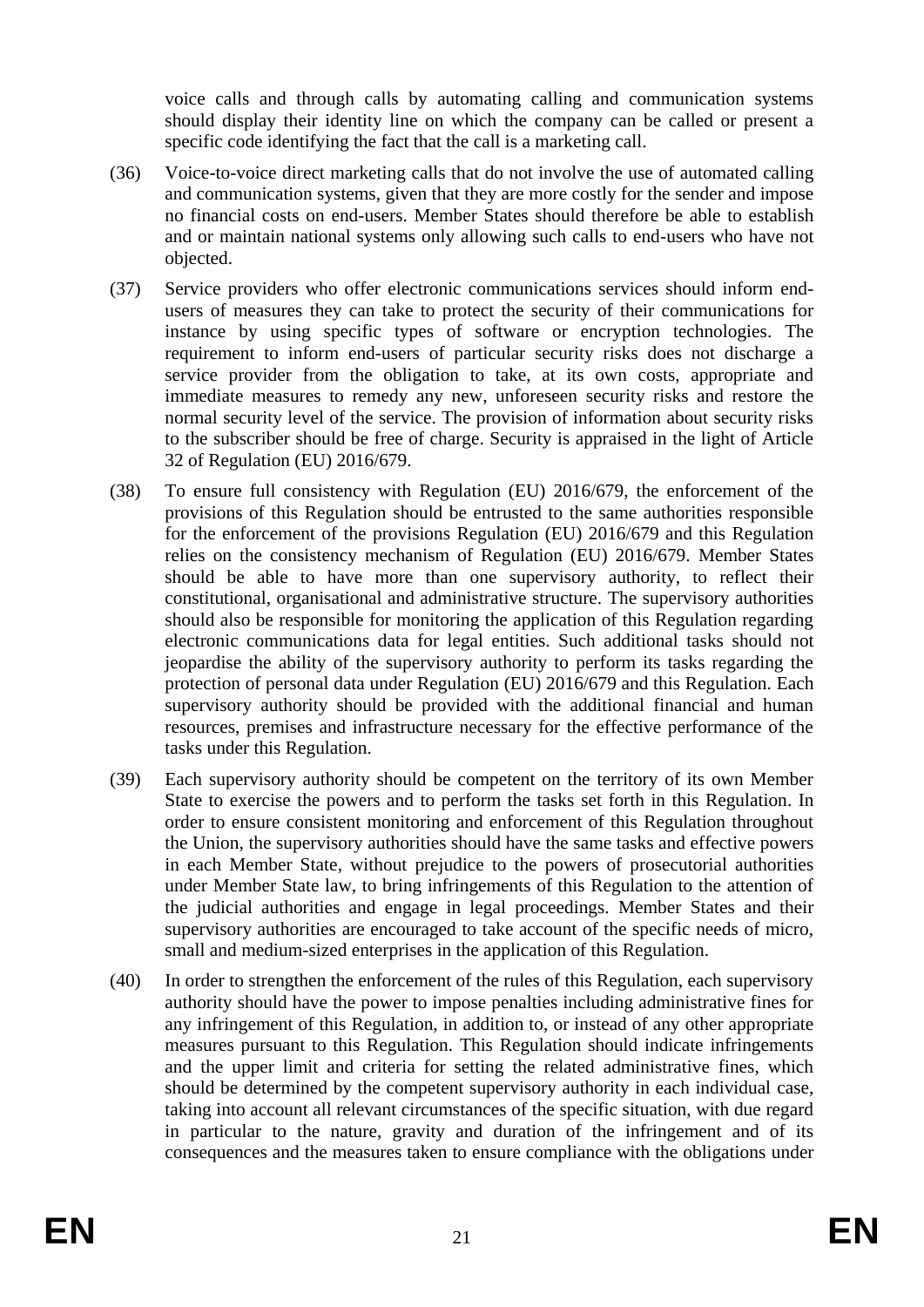voice calls and through calls by automating calling and communication systems should display their identity line on which the company can be called or present a specific code identifying the fact that the call is a marketing call.

(36) Voice-to-voice direct marketing calls that do not involve the use of automated calling and communication systems, given that they are more costly for the sender and impose no financial costs on end-users. Member States should therefore be able to establish and or maintain national systems only allowing such calls to end-users who have not objected.

(37) Service providers who offer electronic communications services should inform end-users of measures they can take to protect the security of their communications for instance by using specific types of software or encryption technologies. The requirement to inform end-users of particular security risks does not discharge a service provider from the obligation to take, at its own costs, appropriate and immediate measures to remedy any new, unforeseen security risks and restore the normal security level of the service. The provision of information about security risks to the subscriber should be free of charge. Security is appraised in the light of Article 32 of Regulation (EU) 2016/679.

(38) To ensure full consistency with Regulation (EU) 2016/679, the enforcement of the provisions of this Regulation should be entrusted to the same authorities responsible for the enforcement of the provisions Regulation (EU) 2016/679 and this Regulation relies on the consistency mechanism of Regulation (EU) 2016/679. Member States should be able to have more than one supervisory authority, to reflect their constitutional, organisational and administrative structure. The supervisory authorities should also be responsible for monitoring the application of this Regulation regarding electronic communications data for legal entities. Such additional tasks should not jeopardise the ability of the supervisory authority to perform its tasks regarding the protection of personal data under Regulation (EU) 2016/679 and this Regulation. Each supervisory authority should be provided with the additional financial and human resources, premises and infrastructure necessary for the effective performance of the tasks under this Regulation.

(39) Each supervisory authority should be competent on the territory of its own Member State to exercise the powers and to perform the tasks set forth in this Regulation. In order to ensure consistent monitoring and enforcement of this Regulation throughout the Union, the supervisory authorities should have the same tasks and effective powers in each Member State, without prejudice to the powers of prosecutorial authorities under Member State law, to bring infringements of this Regulation to the attention of the judicial authorities and engage in legal proceedings. Member States and their supervisory authorities are encouraged to take account of the specific needs of micro, small and medium-sized enterprises in the application of this Regulation.

(40) In order to strengthen the enforcement of the rules of this Regulation, each supervisory authority should have the power to impose penalties including administrative fines for any infringement of this Regulation, in addition to, or instead of any other appropriate measures pursuant to this Regulation. This Regulation should indicate infringements and the upper limit and criteria for setting the related administrative fines, which should be determined by the competent supervisory authority in each individual case, taking into account all relevant circumstances of the specific situation, with due regard in particular to the nature, gravity and duration of the infringement and of its consequences and the measures taken to ensure compliance with the obligations under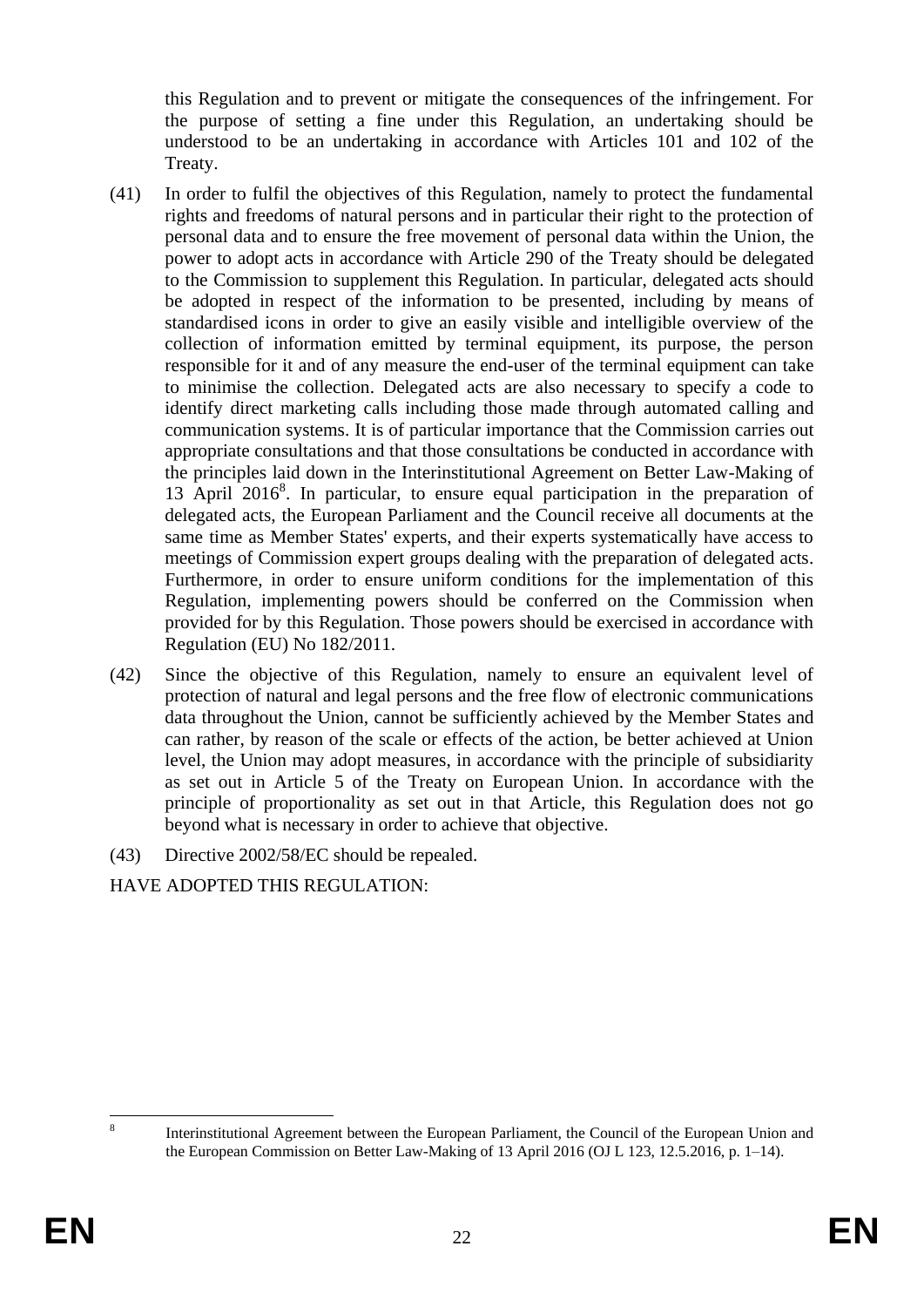this Regulation and to prevent or mitigate the consequences of the infringement. For the purpose of setting a fine under this Regulation, an undertaking should be understood to be an undertaking in accordance with Articles 101 and 102 of the Treaty.

(41) In order to fulfil the objectives of this Regulation, namely to protect the fundamental rights and freedoms of natural persons and in particular their right to the protection of personal data and to ensure the free movement of personal data within the Union, the power to adopt acts in accordance with Article 290 of the Treaty should be delegated to the Commission to supplement this Regulation. In particular, delegated acts should be adopted in respect of the information to be presented, including by means of standardised icons in order to give an easily visible and intelligible overview of the collection of information emitted by terminal equipment, its purpose, the person responsible for it and of any measure the end-user of the terminal equipment can take to minimise the collection. Delegated acts are also necessary to specify a code to identify direct marketing calls including those made through automated calling and communication systems. It is of particular importance that the Commission carries out appropriate consultations and that those consultations be conducted in accordance with the principles laid down in the Interinstitutional Agreement on Better Law-Making of 13 April 2016[8]. In particular, to ensure equal participation in the preparation of delegated acts, the European Parliament and the Council receive all documents at the same time as Member States' experts, and their experts systematically have access to meetings of Commission expert groups dealing with the preparation of delegated acts. Furthermore, in order to ensure uniform conditions for the implementation of this Regulation, implementing powers should be conferred on the Commission when provided for by this Regulation. Those powers should be exercised in accordance with Regulation (EU) No 182/2011.

(42) Since the objective of this Regulation, namely to ensure an equivalent level of protection of natural and legal persons and the free flow of electronic communications data throughout the Union, cannot be sufficiently achieved by the Member States and can rather, by reason of the scale or effects of the action, be better achieved at Union level, the Union may adopt measures, in accordance with the principle of subsidiarity as set out in Article 5 of the Treaty on European Union. In accordance with the principle of proportionality as set out in that Article, this Regulation does not go beyond what is necessary in order to achieve that objective.

(43) Directive 2002/58/EC should be repealed.

HAVE ADOPTED THIS REGULATION:

[8] Interinstitutional Agreement between the European Parliament, the Council of the European Union and the European Commission on Better Law-Making of 13 April 2016 (OJ L 123, 12.5.2016, p. 1–14).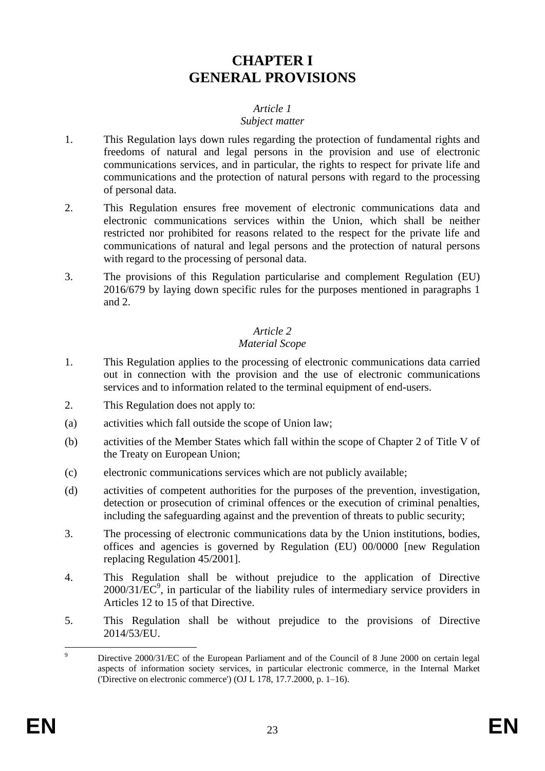# CHAPTER I
# GENERAL PROVISIONS

*Article 1*
*Subject matter*

1. This Regulation lays down rules regarding the protection of fundamental rights and freedoms of natural and legal persons in the provision and use of electronic communications services, and in particular, the rights to respect for private life and communications and the protection of natural persons with regard to the processing of personal data.

2. This Regulation ensures free movement of electronic communications data and electronic communications services within the Union, which shall be neither restricted nor prohibited for reasons related to the respect for the private life and communications of natural and legal persons and the protection of natural persons with regard to the processing of personal data.

3. The provisions of this Regulation particularise and complement Regulation (EU) 2016/679 by laying down specific rules for the purposes mentioned in paragraphs 1 and 2.

*Article 2*
*Material Scope*

1. This Regulation applies to the processing of electronic communications data carried out in connection with the provision and the use of electronic communications services and to information related to the terminal equipment of end-users.

2. This Regulation does not apply to:

(a) activities which fall outside the scope of Union law;

(b) activities of the Member States which fall within the scope of Chapter 2 of Title V of the Treaty on European Union;

(c) electronic communications services which are not publicly available;

(d) activities of competent authorities for the purposes of the prevention, investigation, detection or prosecution of criminal offences or the execution of criminal penalties, including the safeguarding against and the prevention of threats to public security;

3. The processing of electronic communications data by the Union institutions, bodies, offices and agencies is governed by Regulation (EU) 00/0000 [new Regulation replacing Regulation 45/2001].

4. This Regulation shall be without prejudice to the application of Directive 2000/31/EC[9], in particular of the liability rules of intermediary service providers in Articles 12 to 15 of that Directive.

5. This Regulation shall be without prejudice to the provisions of Directive 2014/53/EU.

---

[9] Directive 2000/31/EC of the European Parliament and of the Council of 8 June 2000 on certain legal aspects of information society services, in particular electronic commerce, in the Internal Market ('Directive on electronic commerce') (OJ L 178, 17.7.2000, p. 1–16).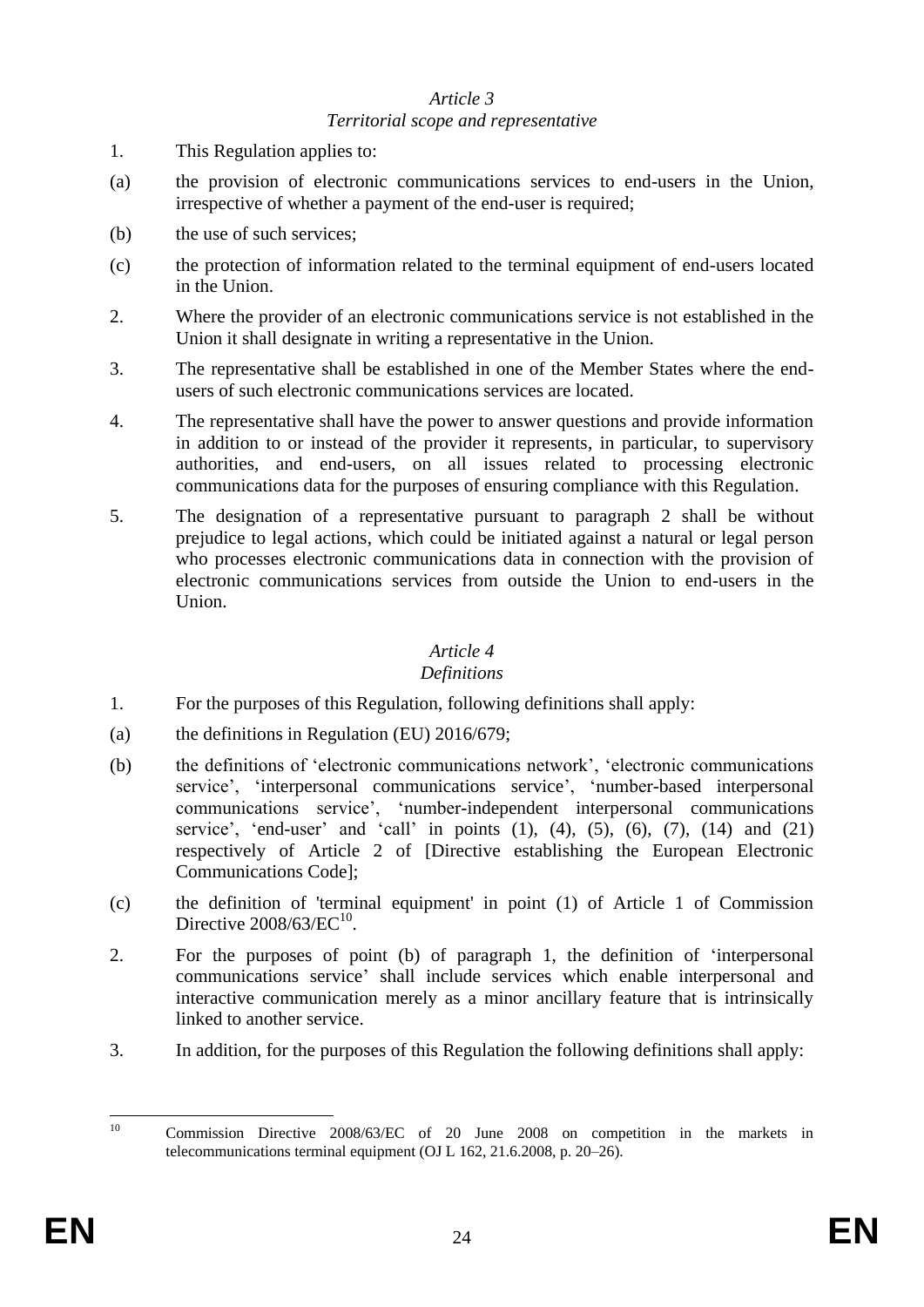*Article 3*
*Territorial scope and representative*

1. This Regulation applies to:

(a) the provision of electronic communications services to end-users in the Union, irrespective of whether a payment of the end-user is required;

(b) the use of such services;

(c) the protection of information related to the terminal equipment of end-users located in the Union.

2. Where the provider of an electronic communications service is not established in the Union it shall designate in writing a representative in the Union.

3. The representative shall be established in one of the Member States where the end-users of such electronic communications services are located.

4. The representative shall have the power to answer questions and provide information in addition to or instead of the provider it represents, in particular, to supervisory authorities, and end-users, on all issues related to processing electronic communications data for the purposes of ensuring compliance with this Regulation.

5. The designation of a representative pursuant to paragraph 2 shall be without prejudice to legal actions, which could be initiated against a natural or legal person who processes electronic communications data in connection with the provision of electronic communications services from outside the Union to end-users in the Union.

*Article 4*
*Definitions*

1. For the purposes of this Regulation, following definitions shall apply:

(a) the definitions in Regulation (EU) 2016/679;

(b) the definitions of 'electronic communications network', 'electronic communications service', 'interpersonal communications service', 'number-based interpersonal communications service', 'number-independent interpersonal communications service', 'end-user' and 'call' in points (1), (4), (5), (6), (7), (14) and (21) respectively of Article 2 of [Directive establishing the European Electronic Communications Code];

(c) the definition of 'terminal equipment' in point (1) of Article 1 of Commission Directive 2008/63/EC[10].

2. For the purposes of point (b) of paragraph 1, the definition of 'interpersonal communications service' shall include services which enable interpersonal and interactive communication merely as a minor ancillary feature that is intrinsically linked to another service.

3. In addition, for the purposes of this Regulation the following definitions shall apply:

---

[10] Commission Directive 2008/63/EC of 20 June 2008 on competition in the markets in telecommunications terminal equipment (OJ L 162, 21.6.2008, p. 20–26).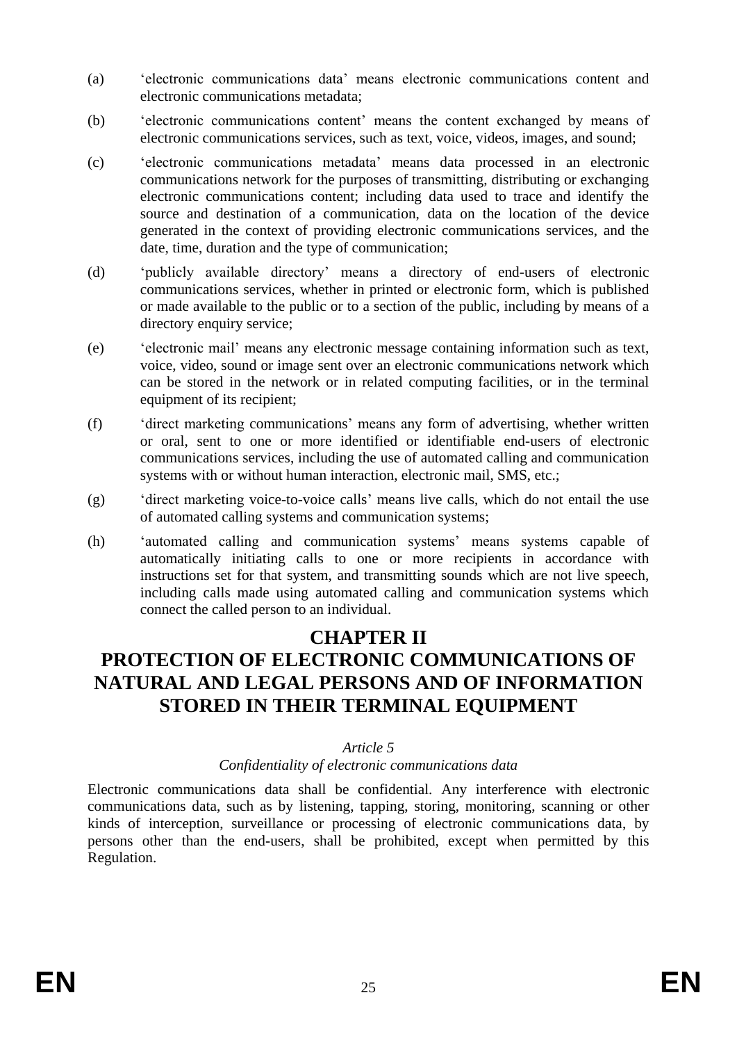(a) ‘electronic communications data’ means electronic communications content and electronic communications metadata;

(b) ‘electronic communications content’ means the content exchanged by means of electronic communications services, such as text, voice, videos, images, and sound;

(c) ‘electronic communications metadata’ means data processed in an electronic communications network for the purposes of transmitting, distributing or exchanging electronic communications content; including data used to trace and identify the source and destination of a communication, data on the location of the device generated in the context of providing electronic communications services, and the date, time, duration and the type of communication;

(d) ‘publicly available directory’ means a directory of end-users of electronic communications services, whether in printed or electronic form, which is published or made available to the public or to a section of the public, including by means of a directory enquiry service;

(e) ‘electronic mail’ means any electronic message containing information such as text, voice, video, sound or image sent over an electronic communications network which can be stored in the network or in related computing facilities, or in the terminal equipment of its recipient;

(f) ‘direct marketing communications’ means any form of advertising, whether written or oral, sent to one or more identified or identifiable end-users of electronic communications services, including the use of automated calling and communication systems with or without human interaction, electronic mail, SMS, etc.;

(g) ‘direct marketing voice-to-voice calls’ means live calls, which do not entail the use of automated calling systems and communication systems;

(h) ‘automated calling and communication systems’ means systems capable of automatically initiating calls to one or more recipients in accordance with instructions set for that system, and transmitting sounds which are not live speech, including calls made using automated calling and communication systems which connect the called person to an individual.

# CHAPTER II
# PROTECTION OF ELECTRONIC COMMUNICATIONS OF NATURAL AND LEGAL PERSONS AND OF INFORMATION STORED IN THEIR TERMINAL EQUIPMENT

*Article 5*

*Confidentiality of electronic communications data*

Electronic communications data shall be confidential. Any interference with electronic communications data, such as by listening, tapping, storing, monitoring, scanning or other kinds of interception, surveillance or processing of electronic communications data, by persons other than the end-users, shall be prohibited, except when permitted by this Regulation.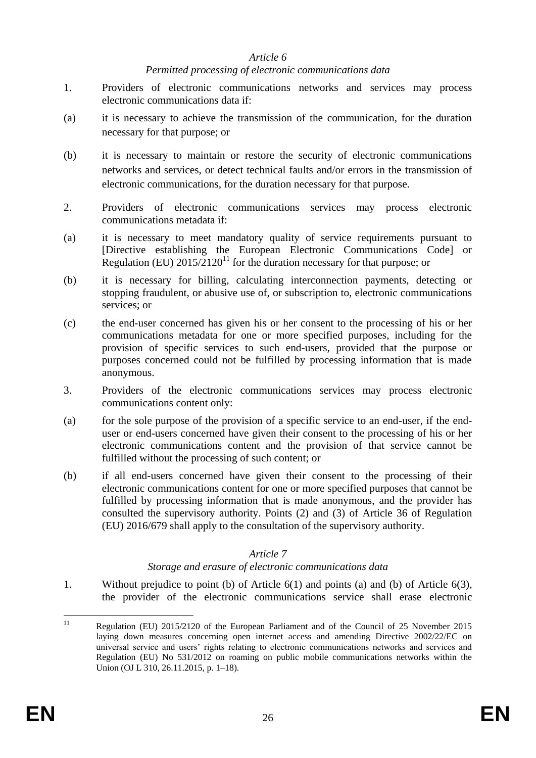*Article 6*

*Permitted processing of electronic communications data*

1. Providers of electronic communications networks and services may process electronic communications data if:

(a) it is necessary to achieve the transmission of the communication, for the duration necessary for that purpose; or

(b) it is necessary to maintain or restore the security of electronic communications networks and services, or detect technical faults and/or errors in the transmission of electronic communications, for the duration necessary for that purpose.

2. Providers of electronic communications services may process electronic communications metadata if:

(a) it is necessary to meet mandatory quality of service requirements pursuant to [Directive establishing the European Electronic Communications Code] or Regulation (EU) 2015/2120[11] for the duration necessary for that purpose; or

(b) it is necessary for billing, calculating interconnection payments, detecting or stopping fraudulent, or abusive use of, or subscription to, electronic communications services; or

(c) the end-user concerned has given his or her consent to the processing of his or her communications metadata for one or more specified purposes, including for the provision of specific services to such end-users, provided that the purpose or purposes concerned could not be fulfilled by processing information that is made anonymous.

3. Providers of the electronic communications services may process electronic communications content only:

(a) for the sole purpose of the provision of a specific service to an end-user, if the end-user or end-users concerned have given their consent to the processing of his or her electronic communications content and the provision of that service cannot be fulfilled without the processing of such content; or

(b) if all end-users concerned have given their consent to the processing of their electronic communications content for one or more specified purposes that cannot be fulfilled by processing information that is made anonymous, and the provider has consulted the supervisory authority. Points (2) and (3) of Article 36 of Regulation (EU) 2016/679 shall apply to the consultation of the supervisory authority.

*Article 7*

*Storage and erasure of electronic communications data*

1. Without prejudice to point (b) of Article 6(1) and points (a) and (b) of Article 6(3), the provider of the electronic communications service shall erase electronic

---

[11] Regulation (EU) 2015/2120 of the European Parliament and of the Council of 25 November 2015 laying down measures concerning open internet access and amending Directive 2002/22/EC on universal service and users' rights relating to electronic communications networks and services and Regulation (EU) No 531/2012 on roaming on public mobile communications networks within the Union (OJ L 310, 26.11.2015, p. 1–18).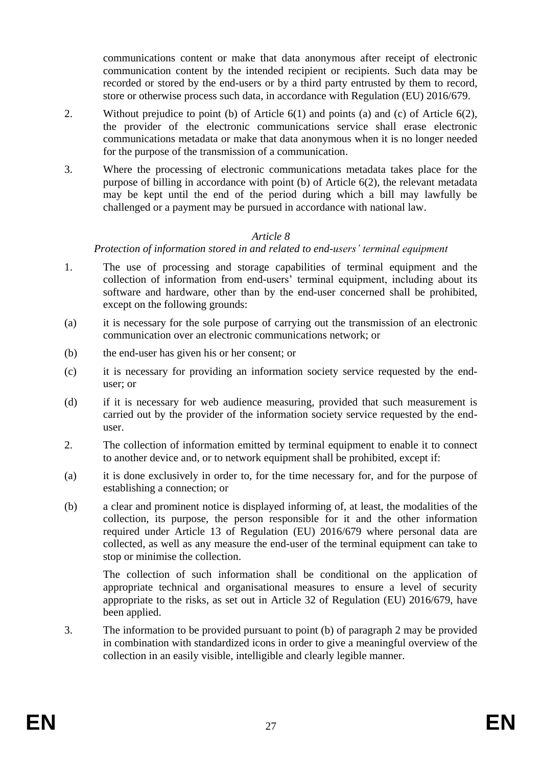communications content or make that data anonymous after receipt of electronic communication content by the intended recipient or recipients. Such data may be recorded or stored by the end-users or by a third party entrusted by them to record, store or otherwise process such data, in accordance with Regulation (EU) 2016/679.

2. Without prejudice to point (b) of Article 6(1) and points (a) and (c) of Article 6(2), the provider of the electronic communications service shall erase electronic communications metadata or make that data anonymous when it is no longer needed for the purpose of the transmission of a communication.

3. Where the processing of electronic communications metadata takes place for the purpose of billing in accordance with point (b) of Article 6(2), the relevant metadata may be kept until the end of the period during which a bill may lawfully be challenged or a payment may be pursued in accordance with national law.

*Article 8*

*Protection of information stored in and related to end-users' terminal equipment*

1. The use of processing and storage capabilities of terminal equipment and the collection of information from end-users' terminal equipment, including about its software and hardware, other than by the end-user concerned shall be prohibited, except on the following grounds:

(a) it is necessary for the sole purpose of carrying out the transmission of an electronic communication over an electronic communications network; or

(b) the end-user has given his or her consent; or

(c) it is necessary for providing an information society service requested by the end-user; or

(d) if it is necessary for web audience measuring, provided that such measurement is carried out by the provider of the information society service requested by the end-user.

2. The collection of information emitted by terminal equipment to enable it to connect to another device and, or to network equipment shall be prohibited, except if:

(a) it is done exclusively in order to, for the time necessary for, and for the purpose of establishing a connection; or

(b) a clear and prominent notice is displayed informing of, at least, the modalities of the collection, its purpose, the person responsible for it and the other information required under Article 13 of Regulation (EU) 2016/679 where personal data are collected, as well as any measure the end-user of the terminal equipment can take to stop or minimise the collection.

The collection of such information shall be conditional on the application of appropriate technical and organisational measures to ensure a level of security appropriate to the risks, as set out in Article 32 of Regulation (EU) 2016/679, have been applied.

3. The information to be provided pursuant to point (b) of paragraph 2 may be provided in combination with standardized icons in order to give a meaningful overview of the collection in an easily visible, intelligible and clearly legible manner.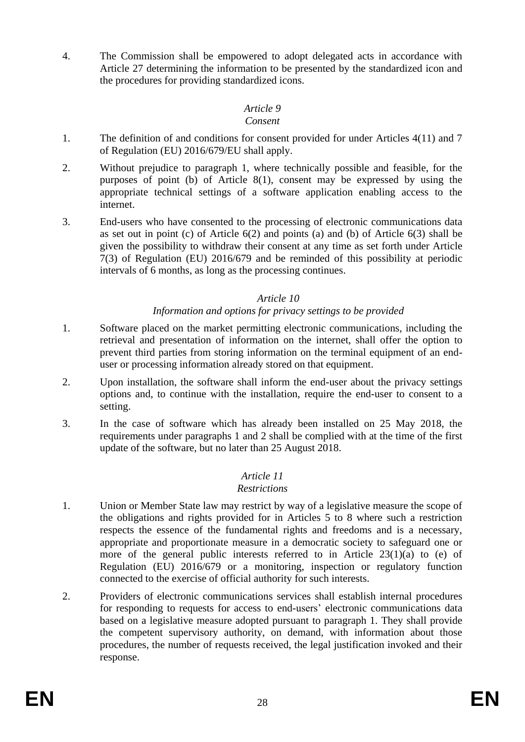4. The Commission shall be empowered to adopt delegated acts in accordance with Article 27 determining the information to be presented by the standardized icon and the procedures for providing standardized icons.

*Article 9*
*Consent*

1. The definition of and conditions for consent provided for under Articles 4(11) and 7 of Regulation (EU) 2016/679/EU shall apply.
2. Without prejudice to paragraph 1, where technically possible and feasible, for the purposes of point (b) of Article 8(1), consent may be expressed by using the appropriate technical settings of a software application enabling access to the internet.
3. End-users who have consented to the processing of electronic communications data as set out in point (c) of Article 6(2) and points (a) and (b) of Article 6(3) shall be given the possibility to withdraw their consent at any time as set forth under Article 7(3) of Regulation (EU) 2016/679 and be reminded of this possibility at periodic intervals of 6 months, as long as the processing continues.

*Article 10*
*Information and options for privacy settings to be provided*

1. Software placed on the market permitting electronic communications, including the retrieval and presentation of information on the internet, shall offer the option to prevent third parties from storing information on the terminal equipment of an end-user or processing information already stored on that equipment.
2. Upon installation, the software shall inform the end-user about the privacy settings options and, to continue with the installation, require the end-user to consent to a setting.
3. In the case of software which has already been installed on 25 May 2018, the requirements under paragraphs 1 and 2 shall be complied with at the time of the first update of the software, but no later than 25 August 2018.

*Article 11*
*Restrictions*

1. Union or Member State law may restrict by way of a legislative measure the scope of the obligations and rights provided for in Articles 5 to 8 where such a restriction respects the essence of the fundamental rights and freedoms and is a necessary, appropriate and proportionate measure in a democratic society to safeguard one or more of the general public interests referred to in Article 23(1)(a) to (e) of Regulation (EU) 2016/679 or a monitoring, inspection or regulatory function connected to the exercise of official authority for such interests.
2. Providers of electronic communications services shall establish internal procedures for responding to requests for access to end-users' electronic communications data based on a legislative measure adopted pursuant to paragraph 1. They shall provide the competent supervisory authority, on demand, with information about those procedures, the number of requests received, the legal justification invoked and their response.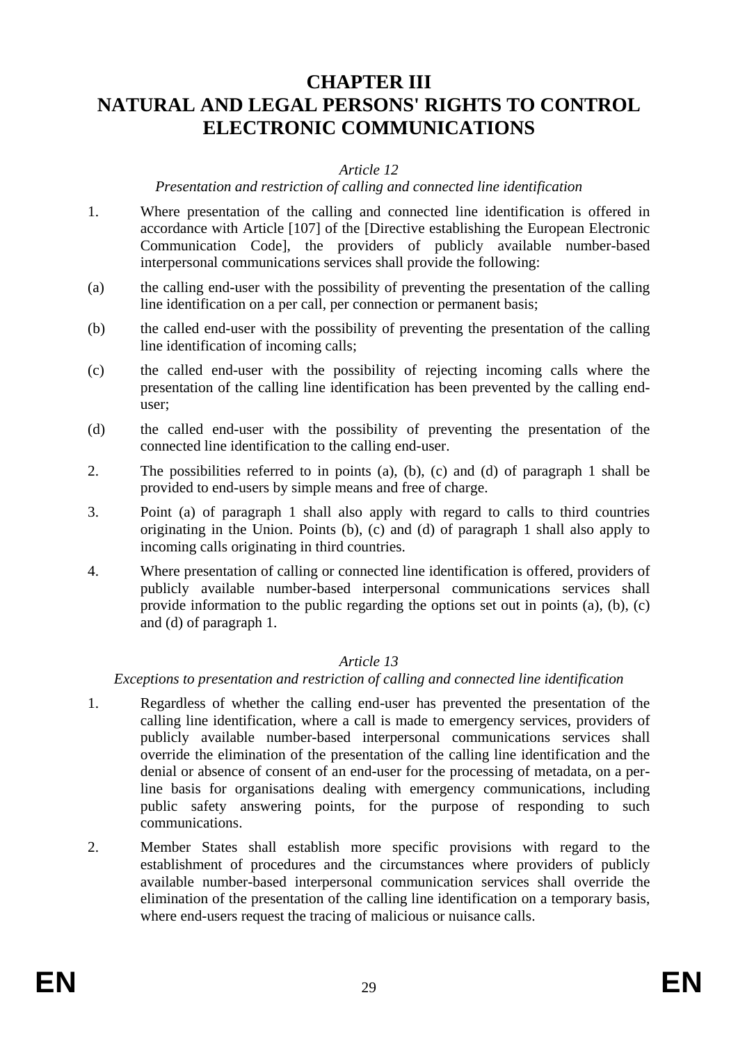# CHAPTER III
# NATURAL AND LEGAL PERSONS' RIGHTS TO CONTROL ELECTRONIC COMMUNICATIONS

*Article 12*

*Presentation and restriction of calling and connected line identification*

1. Where presentation of the calling and connected line identification is offered in accordance with Article [107] of the [Directive establishing the European Electronic Communication Code], the providers of publicly available number-based interpersonal communications services shall provide the following:

(a) the calling end-user with the possibility of preventing the presentation of the calling line identification on a per call, per connection or permanent basis;

(b) the called end-user with the possibility of preventing the presentation of the calling line identification of incoming calls;

(c) the called end-user with the possibility of rejecting incoming calls where the presentation of the calling line identification has been prevented by the calling end-user;

(d) the called end-user with the possibility of preventing the presentation of the connected line identification to the calling end-user.

2. The possibilities referred to in points (a), (b), (c) and (d) of paragraph 1 shall be provided to end-users by simple means and free of charge.

3. Point (a) of paragraph 1 shall also apply with regard to calls to third countries originating in the Union. Points (b), (c) and (d) of paragraph 1 shall also apply to incoming calls originating in third countries.

4. Where presentation of calling or connected line identification is offered, providers of publicly available number-based interpersonal communications services shall provide information to the public regarding the options set out in points (a), (b), (c) and (d) of paragraph 1.

*Article 13*

*Exceptions to presentation and restriction of calling and connected line identification*

1. Regardless of whether the calling end-user has prevented the presentation of the calling line identification, where a call is made to emergency services, providers of publicly available number-based interpersonal communications services shall override the elimination of the presentation of the calling line identification and the denial or absence of consent of an end-user for the processing of metadata, on a per-line basis for organisations dealing with emergency communications, including public safety answering points, for the purpose of responding to such communications.

2. Member States shall establish more specific provisions with regard to the establishment of procedures and the circumstances where providers of publicly available number-based interpersonal communication services shall override the elimination of the presentation of the calling line identification on a temporary basis, where end-users request the tracing of malicious or nuisance calls.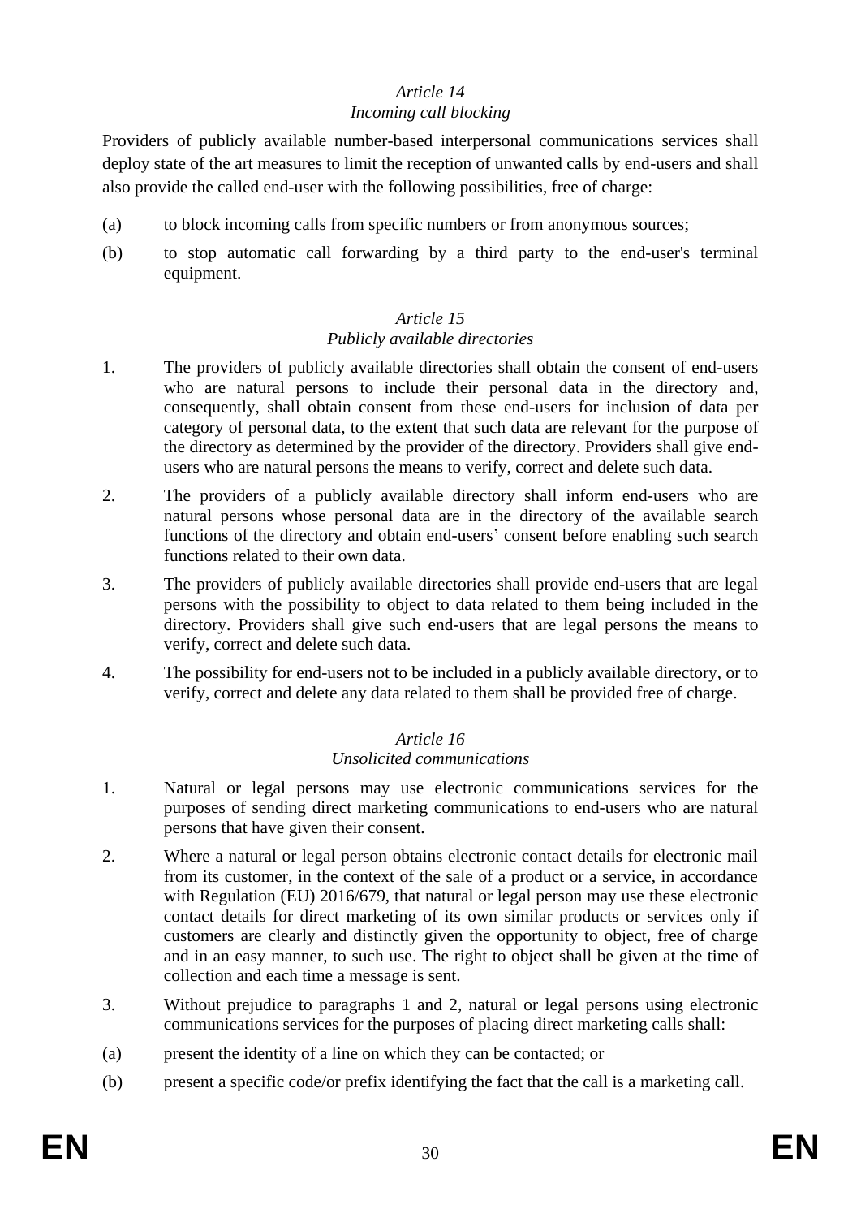*Article 14*
*Incoming call blocking*

Providers of publicly available number-based interpersonal communications services shall deploy state of the art measures to limit the reception of unwanted calls by end-users and shall also provide the called end-user with the following possibilities, free of charge:

(a) to block incoming calls from specific numbers or from anonymous sources;

(b) to stop automatic call forwarding by a third party to the end-user's terminal equipment.

*Article 15*
*Publicly available directories*

1. The providers of publicly available directories shall obtain the consent of end-users who are natural persons to include their personal data in the directory and, consequently, shall obtain consent from these end-users for inclusion of data per category of personal data, to the extent that such data are relevant for the purpose of the directory as determined by the provider of the directory. Providers shall give end-users who are natural persons the means to verify, correct and delete such data.

2. The providers of a publicly available directory shall inform end-users who are natural persons whose personal data are in the directory of the available search functions of the directory and obtain end-users' consent before enabling such search functions related to their own data.

3. The providers of publicly available directories shall provide end-users that are legal persons with the possibility to object to data related to them being included in the directory. Providers shall give such end-users that are legal persons the means to verify, correct and delete such data.

4. The possibility for end-users not to be included in a publicly available directory, or to verify, correct and delete any data related to them shall be provided free of charge.

*Article 16*
*Unsolicited communications*

1. Natural or legal persons may use electronic communications services for the purposes of sending direct marketing communications to end-users who are natural persons that have given their consent.

2. Where a natural or legal person obtains electronic contact details for electronic mail from its customer, in the context of the sale of a product or a service, in accordance with Regulation (EU) 2016/679, that natural or legal person may use these electronic contact details for direct marketing of its own similar products or services only if customers are clearly and distinctly given the opportunity to object, free of charge and in an easy manner, to such use. The right to object shall be given at the time of collection and each time a message is sent.

3. Without prejudice to paragraphs 1 and 2, natural or legal persons using electronic communications services for the purposes of placing direct marketing calls shall:

(a) present the identity of a line on which they can be contacted; or

(b) present a specific code/or prefix identifying the fact that the call is a marketing call.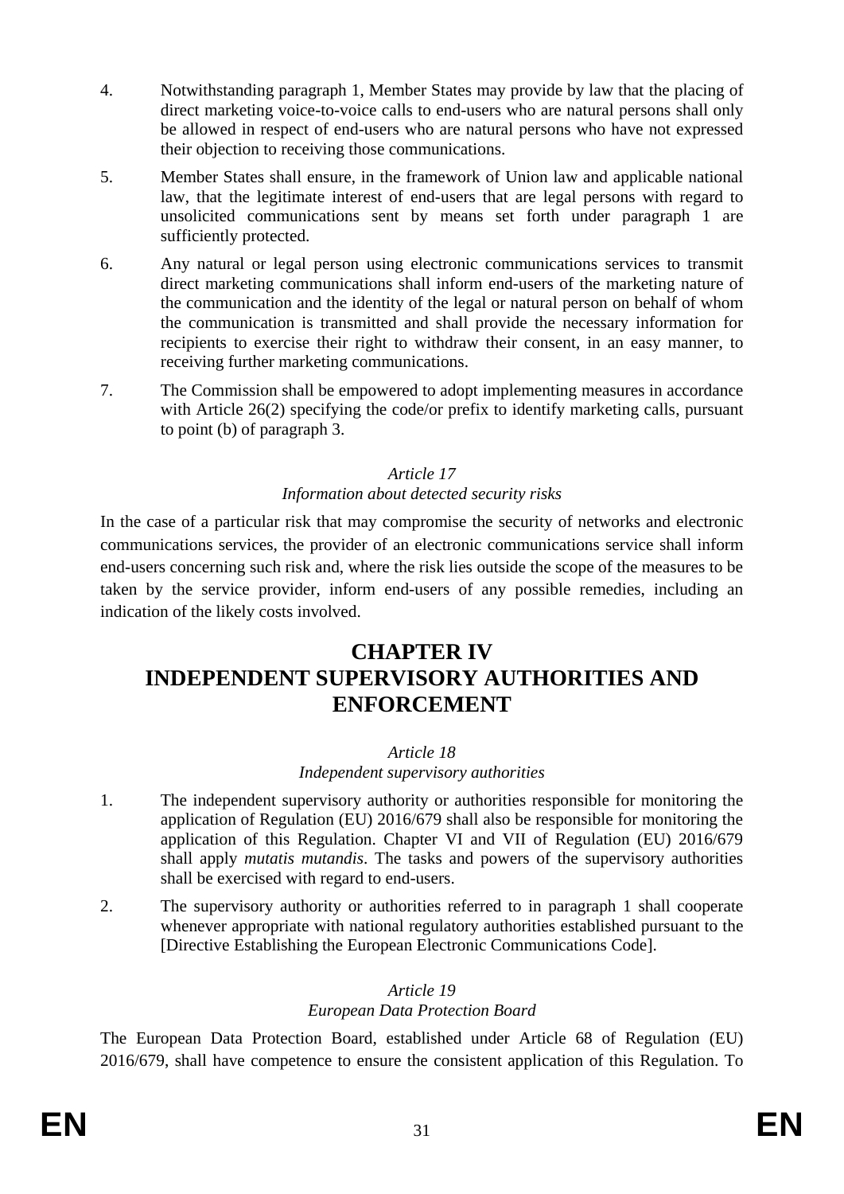4. Notwithstanding paragraph 1, Member States may provide by law that the placing of direct marketing voice-to-voice calls to end-users who are natural persons shall only be allowed in respect of end-users who are natural persons who have not expressed their objection to receiving those communications.

5. Member States shall ensure, in the framework of Union law and applicable national law, that the legitimate interest of end-users that are legal persons with regard to unsolicited communications sent by means set forth under paragraph 1 are sufficiently protected.

6. Any natural or legal person using electronic communications services to transmit direct marketing communications shall inform end-users of the marketing nature of the communication and the identity of the legal or natural person on behalf of whom the communication is transmitted and shall provide the necessary information for recipients to exercise their right to withdraw their consent, in an easy manner, to receiving further marketing communications.

7. The Commission shall be empowered to adopt implementing measures in accordance with Article 26(2) specifying the code/or prefix to identify marketing calls, pursuant to point (b) of paragraph 3.

*Article 17*

*Information about detected security risks*

In the case of a particular risk that may compromise the security of networks and electronic communications services, the provider of an electronic communications service shall inform end-users concerning such risk and, where the risk lies outside the scope of the measures to be taken by the service provider, inform end-users of any possible remedies, including an indication of the likely costs involved.

# CHAPTER IV
# INDEPENDENT SUPERVISORY AUTHORITIES AND ENFORCEMENT

*Article 18*

*Independent supervisory authorities*

1. The independent supervisory authority or authorities responsible for monitoring the application of Regulation (EU) 2016/679 shall also be responsible for monitoring the application of this Regulation. Chapter VI and VII of Regulation (EU) 2016/679 shall apply *mutatis mutandis*. The tasks and powers of the supervisory authorities shall be exercised with regard to end-users.

2. The supervisory authority or authorities referred to in paragraph 1 shall cooperate whenever appropriate with national regulatory authorities established pursuant to the [Directive Establishing the European Electronic Communications Code].

*Article 19*

*European Data Protection Board*

The European Data Protection Board, established under Article 68 of Regulation (EU) 2016/679, shall have competence to ensure the consistent application of this Regulation. To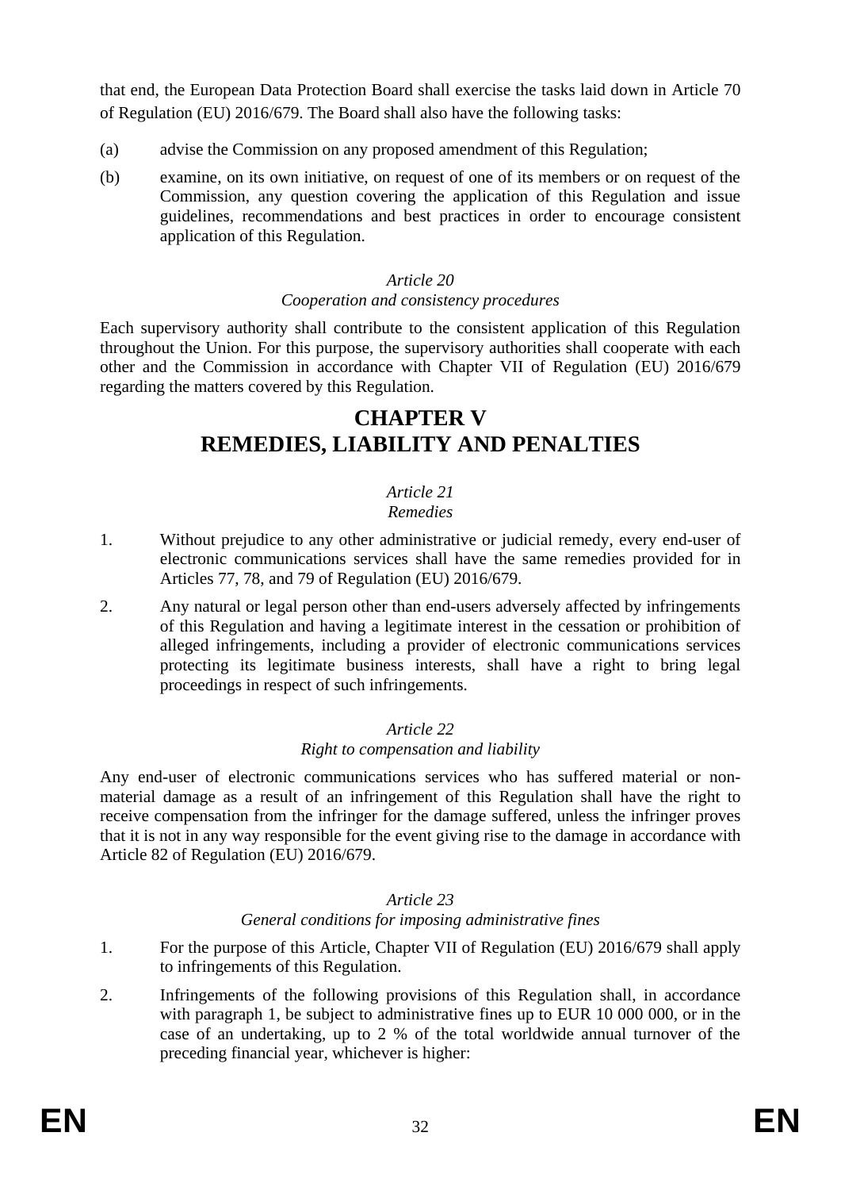that end, the European Data Protection Board shall exercise the tasks laid down in Article 70 of Regulation (EU) 2016/679. The Board shall also have the following tasks:

(a) advise the Commission on any proposed amendment of this Regulation;

(b) examine, on its own initiative, on request of one of its members or on request of the Commission, any question covering the application of this Regulation and issue guidelines, recommendations and best practices in order to encourage consistent application of this Regulation.

*Article 20*

*Cooperation and consistency procedures*

Each supervisory authority shall contribute to the consistent application of this Regulation throughout the Union. For this purpose, the supervisory authorities shall cooperate with each other and the Commission in accordance with Chapter VII of Regulation (EU) 2016/679 regarding the matters covered by this Regulation.

# CHAPTER V
# REMEDIES, LIABILITY AND PENALTIES

*Article 21*

*Remedies*

1. Without prejudice to any other administrative or judicial remedy, every end-user of electronic communications services shall have the same remedies provided for in Articles 77, 78, and 79 of Regulation (EU) 2016/679.

2. Any natural or legal person other than end-users adversely affected by infringements of this Regulation and having a legitimate interest in the cessation or prohibition of alleged infringements, including a provider of electronic communications services protecting its legitimate business interests, shall have a right to bring legal proceedings in respect of such infringements.

*Article 22*

*Right to compensation and liability*

Any end-user of electronic communications services who has suffered material or non-material damage as a result of an infringement of this Regulation shall have the right to receive compensation from the infringer for the damage suffered, unless the infringer proves that it is not in any way responsible for the event giving rise to the damage in accordance with Article 82 of Regulation (EU) 2016/679.

*Article 23*

*General conditions for imposing administrative fines*

1. For the purpose of this Article, Chapter VII of Regulation (EU) 2016/679 shall apply to infringements of this Regulation.

2. Infringements of the following provisions of this Regulation shall, in accordance with paragraph 1, be subject to administrative fines up to EUR 10 000 000, or in the case of an undertaking, up to 2 % of the total worldwide annual turnover of the preceding financial year, whichever is higher: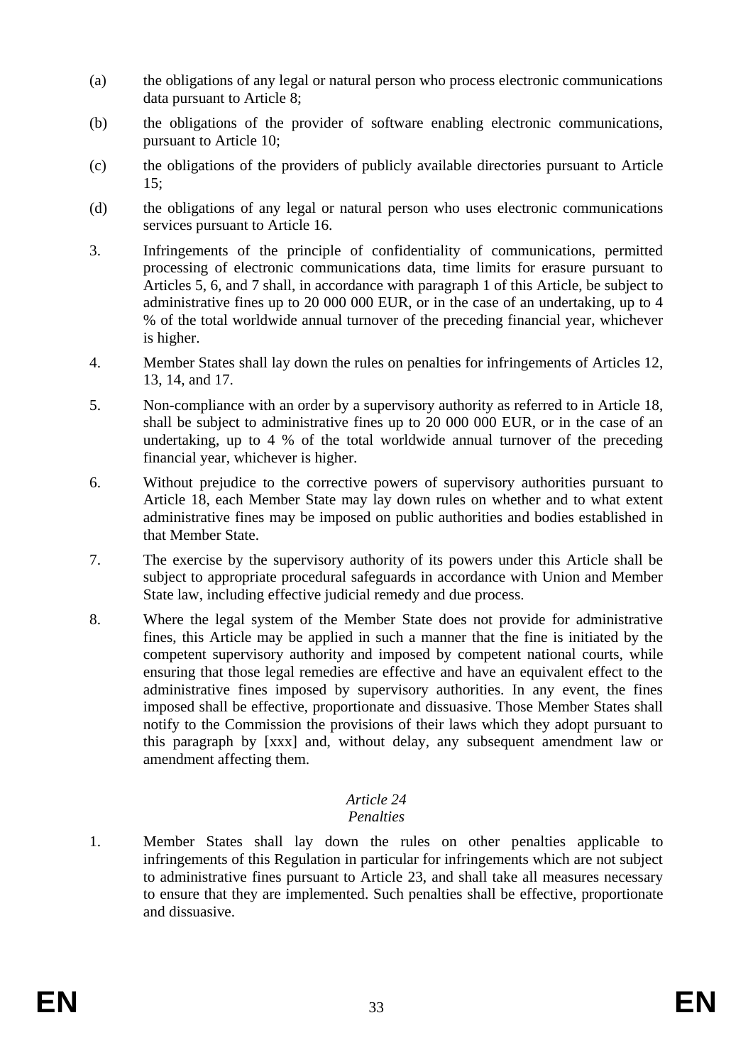(a) the obligations of any legal or natural person who process electronic communications data pursuant to Article 8;

(b) the obligations of the provider of software enabling electronic communications, pursuant to Article 10;

(c) the obligations of the providers of publicly available directories pursuant to Article 15;

(d) the obligations of any legal or natural person who uses electronic communications services pursuant to Article 16.

3. Infringements of the principle of confidentiality of communications, permitted processing of electronic communications data, time limits for erasure pursuant to Articles 5, 6, and 7 shall, in accordance with paragraph 1 of this Article, be subject to administrative fines up to 20 000 000 EUR, or in the case of an undertaking, up to 4 % of the total worldwide annual turnover of the preceding financial year, whichever is higher.

4. Member States shall lay down the rules on penalties for infringements of Articles 12, 13, 14, and 17.

5. Non-compliance with an order by a supervisory authority as referred to in Article 18, shall be subject to administrative fines up to 20 000 000 EUR, or in the case of an undertaking, up to 4 % of the total worldwide annual turnover of the preceding financial year, whichever is higher.

6. Without prejudice to the corrective powers of supervisory authorities pursuant to Article 18, each Member State may lay down rules on whether and to what extent administrative fines may be imposed on public authorities and bodies established in that Member State.

7. The exercise by the supervisory authority of its powers under this Article shall be subject to appropriate procedural safeguards in accordance with Union and Member State law, including effective judicial remedy and due process.

8. Where the legal system of the Member State does not provide for administrative fines, this Article may be applied in such a manner that the fine is initiated by the competent supervisory authority and imposed by competent national courts, while ensuring that those legal remedies are effective and have an equivalent effect to the administrative fines imposed by supervisory authorities. In any event, the fines imposed shall be effective, proportionate and dissuasive. Those Member States shall notify to the Commission the provisions of their laws which they adopt pursuant to this paragraph by [xxx] and, without delay, any subsequent amendment law or amendment affecting them.

*Article 24*
*Penalties*

1. Member States shall lay down the rules on other penalties applicable to infringements of this Regulation in particular for infringements which are not subject to administrative fines pursuant to Article 23, and shall take all measures necessary to ensure that they are implemented. Such penalties shall be effective, proportionate and dissuasive.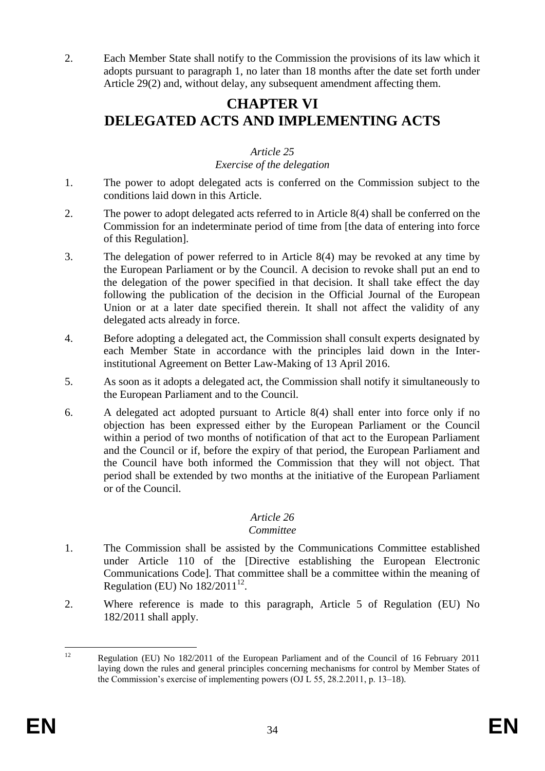2. Each Member State shall notify to the Commission the provisions of its law which it adopts pursuant to paragraph 1, no later than 18 months after the date set forth under Article 29(2) and, without delay, any subsequent amendment affecting them.

# CHAPTER VI
# DELEGATED ACTS AND IMPLEMENTING ACTS

*Article 25*

*Exercise of the delegation*

1. The power to adopt delegated acts is conferred on the Commission subject to the conditions laid down in this Article.

2. The power to adopt delegated acts referred to in Article 8(4) shall be conferred on the Commission for an indeterminate period of time from [the data of entering into force of this Regulation].

3. The delegation of power referred to in Article 8(4) may be revoked at any time by the European Parliament or by the Council. A decision to revoke shall put an end to the delegation of the power specified in that decision. It shall take effect the day following the publication of the decision in the Official Journal of the European Union or at a later date specified therein. It shall not affect the validity of any delegated acts already in force.

4. Before adopting a delegated act, the Commission shall consult experts designated by each Member State in accordance with the principles laid down in the Inter-institutional Agreement on Better Law-Making of 13 April 2016.

5. As soon as it adopts a delegated act, the Commission shall notify it simultaneously to the European Parliament and to the Council.

6. A delegated act adopted pursuant to Article 8(4) shall enter into force only if no objection has been expressed either by the European Parliament or the Council within a period of two months of notification of that act to the European Parliament and the Council or if, before the expiry of that period, the European Parliament and the Council have both informed the Commission that they will not object. That period shall be extended by two months at the initiative of the European Parliament or of the Council.

*Article 26*

*Committee*

1. The Commission shall be assisted by the Communications Committee established under Article 110 of the [Directive establishing the European Electronic Communications Code]. That committee shall be a committee within the meaning of Regulation (EU) No 182/2011[12].

2. Where reference is made to this paragraph, Article 5 of Regulation (EU) No 182/2011 shall apply.

---

[12] Regulation (EU) No 182/2011 of the European Parliament and of the Council of 16 February 2011 laying down the rules and general principles concerning mechanisms for control by Member States of the Commission's exercise of implementing powers (OJ L 55, 28.2.2011, p. 13–18).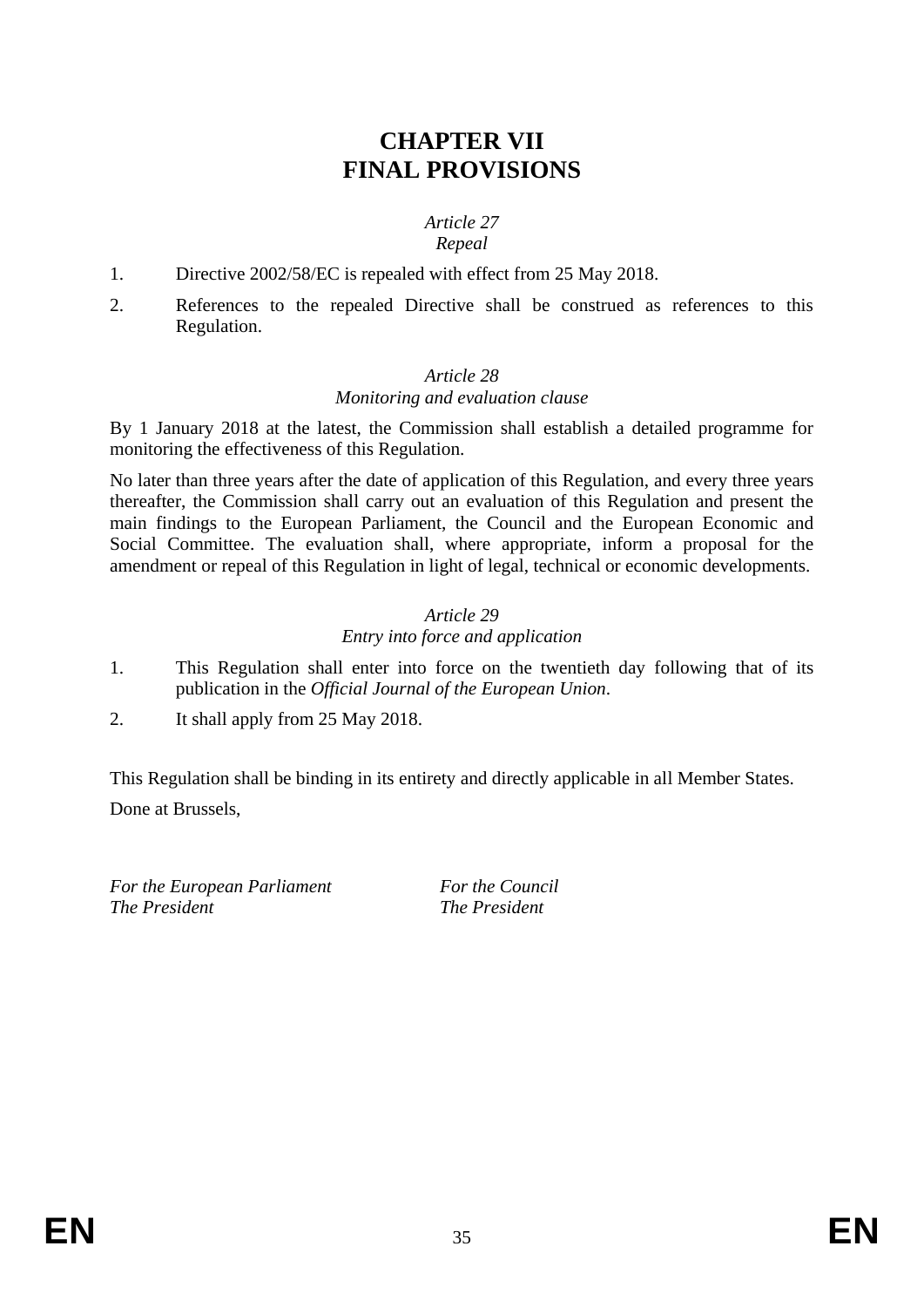# CHAPTER VII
# FINAL PROVISIONS

*Article 27*
*Repeal*

1. Directive 2002/58/EC is repealed with effect from 25 May 2018.

2. References to the repealed Directive shall be construed as references to this Regulation.

*Article 28*
*Monitoring and evaluation clause*

By 1 January 2018 at the latest, the Commission shall establish a detailed programme for monitoring the effectiveness of this Regulation.

No later than three years after the date of application of this Regulation, and every three years thereafter, the Commission shall carry out an evaluation of this Regulation and present the main findings to the European Parliament, the Council and the European Economic and Social Committee. The evaluation shall, where appropriate, inform a proposal for the amendment or repeal of this Regulation in light of legal, technical or economic developments.

*Article 29*
*Entry into force and application*

1. This Regulation shall enter into force on the twentieth day following that of its publication in the *Official Journal of the European Union*.

2. It shall apply from 25 May 2018.

This Regulation shall be binding in its entirety and directly applicable in all Member States.

Done at Brussels,

*For the European Parliament*
*The President*

*For the Council*
*The President*